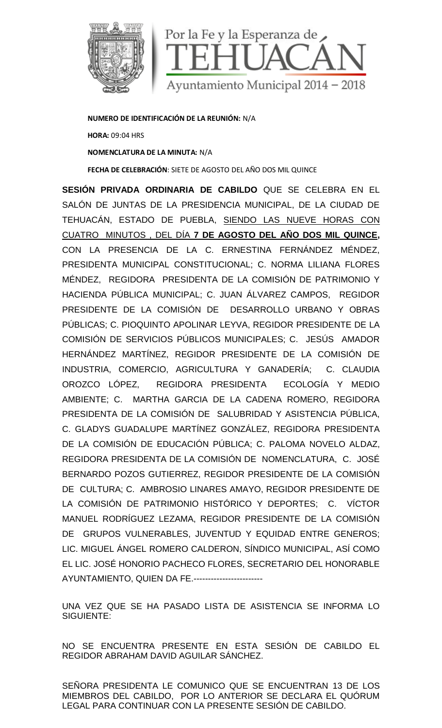Por la Fe y la Esperanza de

TEHUACÁN

Ayuntamiento Municipal 2014 – 2018

**NUMERO DE IDENTIFICACIÓN DE LA REUNIÓN:** N/A

**HORA:** 09:04 HRS

**NOMENCLATURA DE LA MINUTA:** N/A

**FECHA DE CELEBRACIÓN**: SIETE DE AGOSTO DEL AÑO DOS MIL QUINCE

**SESIÓN PRIVADA ORDINARIA DE CABILDO** QUE SE CELEBRA EN EL SALÓN DE JUNTAS DE LA PRESIDENCIA MUNICIPAL, DE LA CIUDAD DE TEHUACÁN, ESTADO DE PUEBLA, SIENDO LAS NUEVE HORAS CON CUATRO MINUTOS , DEL DÍA **7 DE AGOSTO DEL AÑO DOS MIL QUINCE,** CON LA PRESENCIA DE LA C. ERNESTINA FERNÁNDEZ MÉNDEZ, PRESIDENTA MUNICIPAL CONSTITUCIONAL; C. NORMA LILIANA FLORES MÉNDEZ, REGIDORA PRESIDENTA DE LA COMISIÓN DE PATRIMONIO Y HACIENDA PÚBLICA MUNICIPAL; C. JUAN ÁLVAREZ CAMPOS, REGIDOR PRESIDENTE DE LA COMISIÓN DE DESARROLLO URBANO Y OBRAS PÚBLICAS; C. PIOQUINTO APOLINAR LEYVA, REGIDOR PRESIDENTE DE LA COMISIÓN DE SERVICIOS PÚBLICOS MUNICIPALES; C. JESÚS AMADOR HERNÁNDEZ MARTÍNEZ, REGIDOR PRESIDENTE DE LA COMISIÓN DE INDUSTRIA, COMERCIO, AGRICULTURA Y GANADERÍA; C. CLAUDIA OROZCO LÓPEZ, REGIDORA PRESIDENTA ECOLOGÍA Y MEDIO AMBIENTE; C. MARTHA GARCIA DE LA CADENA ROMERO, REGIDORA PRESIDENTA DE LA COMISIÓN DE SALUBRIDAD Y ASISTENCIA PÚBLICA, C. GLADYS GUADALUPE MARTÍNEZ GONZÁLEZ, REGIDORA PRESIDENTA DE LA COMISIÓN DE EDUCACIÓN PÚBLICA; C. PALOMA NOVELO ALDAZ, REGIDORA PRESIDENTA DE LA COMISIÓN DE NOMENCLATURA, C. JOSÉ BERNARDO POZOS GUTIERREZ, REGIDOR PRESIDENTE DE LA COMISIÓN DE CULTURA; C. AMBROSIO LINARES AMAYO, REGIDOR PRESIDENTE DE LA COMISIÓN DE PATRIMONIO HISTÓRICO Y DEPORTES; C. VÍCTOR MANUEL RODRÍGUEZ LEZAMA, REGIDOR PRESIDENTE DE LA COMISIÓN DE GRUPOS VULNERABLES, JUVENTUD Y EQUIDAD ENTRE GENEROS; LIC. MIGUEL ÁNGEL ROMERO CALDERON, SÍNDICO MUNICIPAL, ASÍ COMO EL LIC. JOSÉ HONORIO PACHECO FLORES, SECRETARIO DEL HONORABLE AYUNTAMIENTO, QUIEN DA FE.------------------------

UNA VEZ QUE SE HA PASADO LISTA DE ASISTENCIA SE INFORMA LO SIGUIENTE:

NO SE ENCUENTRA PRESENTE EN ESTA SESIÓN DE CABILDO EL REGIDOR ABRAHAM DAVID AGUILAR SÁNCHEZ.

SEÑORA PRESIDENTA LE COMUNICO QUE SE ENCUENTRAN 13 DE LOS MIEMBROS DEL CABILDO, POR LO ANTERIOR SE DECLARA EL QUÓRUM LEGAL PARA CONTINUAR CON LA PRESENTE SESIÓN DE CABILDO.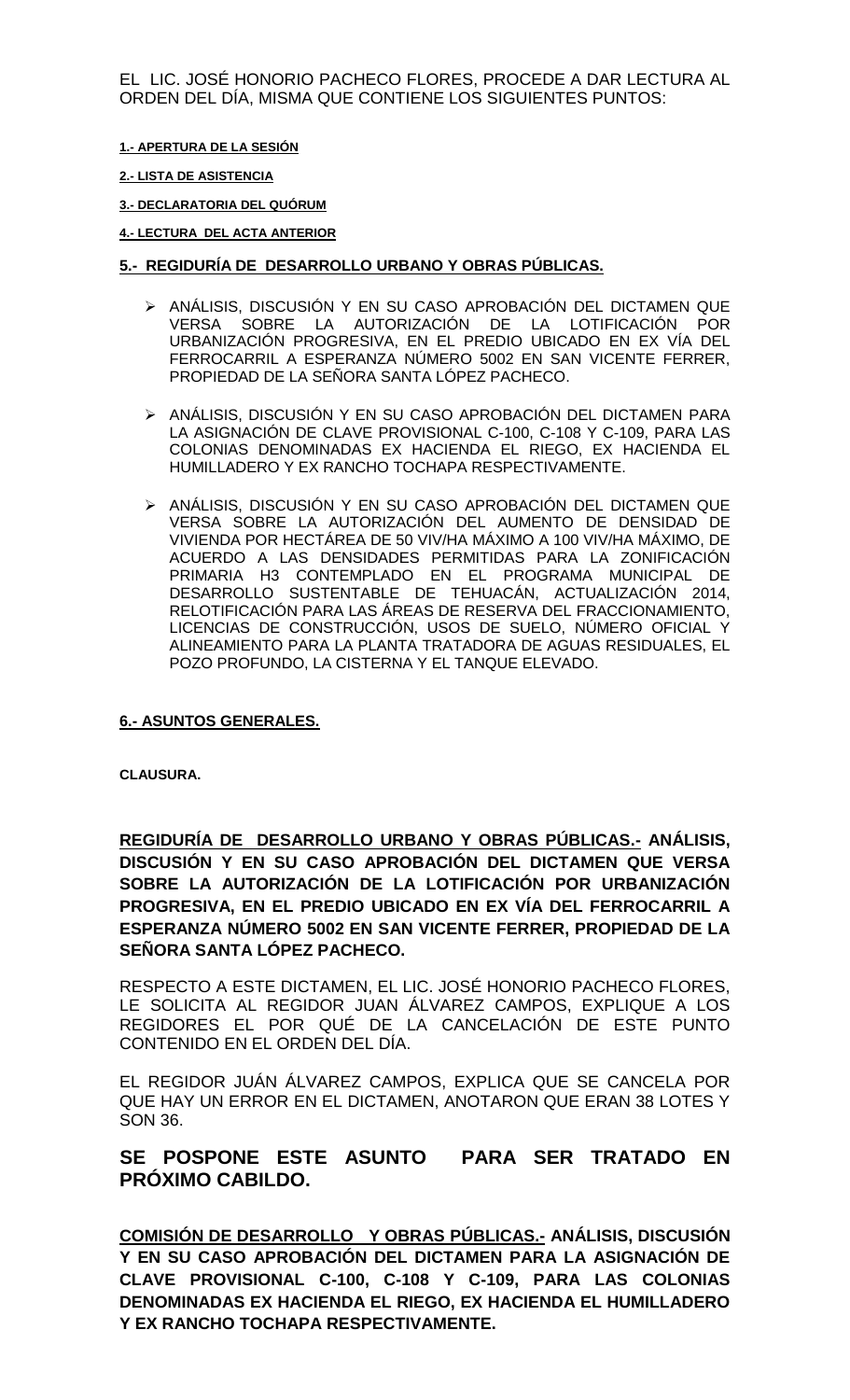EL LIC. JOSÉ HONORIO PACHECO FLORES, PROCEDE A DAR LECTURA AL ORDEN DEL DÍA, MISMA QUE CONTIENE LOS SIGUIENTES PUNTOS:

**1.- APERTURA DE LA SESIÓN**

**2.- LISTA DE ASISTENCIA**

**3.- DECLARATORIA DEL QUÓRUM**

**4.- LECTURA DEL ACTA ANTERIOR**

**5.- REGIDURÍA DE DESARROLLO URBANO Y OBRAS PÚBLICAS.**

- ANÁLISIS, DISCUSIÓN Y EN SU CASO APROBACIÓN DEL DICTAMEN QUE VERSA SOBRE LA AUTORIZACIÓN DE LA LOTIFICACIÓN POR URBANIZACIÓN PROGRESIVA, EN EL PREDIO UBICADO EN EX VÍA DEL FERROCARRIL A ESPERANZA NÚMERO 5002 EN SAN VICENTE FERRER, PROPIEDAD DE LA SEÑORA SANTA LÓPEZ PACHECO.

- ANÁLISIS, DISCUSIÓN Y EN SU CASO APROBACIÓN DEL DICTAMEN PARA LA ASIGNACIÓN DE CLAVE PROVISIONAL C-100, C-108 Y C-109, PARA LAS COLONIAS DENOMINADAS EX HACIENDA EL RIEGO, EX HACIENDA EL HUMILLADERO Y EX RANCHO TOCHAPA RESPECTIVAMENTE.

- ANÁLISIS, DISCUSIÓN Y EN SU CASO APROBACIÓN DEL DICTAMEN QUE VERSA SOBRE LA AUTORIZACIÓN DEL AUMENTO DE DENSIDAD DE VIVIENDA POR HECTÁREA DE 50 VIV/HA MÁXIMO A 100 VIV/HA MÁXIMO, DE ACUERDO A LAS DENSIDADES PERMITIDAS PARA LA ZONIFICACIÓN PRIMARIA H3 CONTEMPLADO EN EL PROGRAMA MUNICIPAL DE DESARROLLO SUSTENTABLE DE TEHUACÁN, ACTUALIZACIÓN 2014, RELOTIFICACIÓN PARA LAS ÁREAS DE RESERVA DEL FRACCIONAMIENTO, LICENCIAS DE CONSTRUCCIÓN, USOS DE SUELO, NÚMERO OFICIAL Y ALINEAMIENTO PARA LA PLANTA TRATADORA DE AGUAS RESIDUALES, EL POZO PROFUNDO, LA CISTERNA Y EL TANQUE ELEVADO.

**6.- ASUNTOS GENERALES.**

**CLAUSURA.**

**<u>REGIDURÍA DE DESARROLLO URBANO Y OBRAS PÚBLICAS.-</u> ANÁLISIS, DISCUSIÓN Y EN SU CASO APROBACIÓN DEL DICTAMEN QUE VERSA SOBRE LA AUTORIZACIÓN DE LA LOTIFICACIÓN POR URBANIZACIÓN PROGRESIVA, EN EL PREDIO UBICADO EN EX VÍA DEL FERROCARRIL A ESPERANZA NÚMERO 5002 EN SAN VICENTE FERRER, PROPIEDAD DE LA SEÑORA SANTA LÓPEZ PACHECO.**

RESPECTO A ESTE DICTAMEN, EL LIC. JOSÉ HONORIO PACHECO FLORES, LE SOLICITA AL REGIDOR JUAN ÁLVAREZ CAMPOS, EXPLIQUE A LOS REGIDORES EL POR QUÉ DE LA CANCELACIÓN DE ESTE PUNTO CONTENIDO EN EL ORDEN DEL DÍA.

EL REGIDOR JUÁN ÁLVAREZ CAMPOS, EXPLICA QUE SE CANCELA POR QUE HAY UN ERROR EN EL DICTAMEN, ANOTARON QUE ERAN 38 LOTES Y SON 36.

**SE POSPONE ESTE ASUNTO PARA SER TRATADO EN PRÓXIMO CABILDO.**

**<u>COMISIÓN DE DESARROLLO Y OBRAS PÚBLICAS.-</u> ANÁLISIS, DISCUSIÓN Y EN SU CASO APROBACIÓN DEL DICTAMEN PARA LA ASIGNACIÓN DE CLAVE PROVISIONAL C-100, C-108 Y C-109, PARA LAS COLONIAS DENOMINADAS EX HACIENDA EL RIEGO, EX HACIENDA EL HUMILLADERO Y EX RANCHO TOCHAPA RESPECTIVAMENTE.**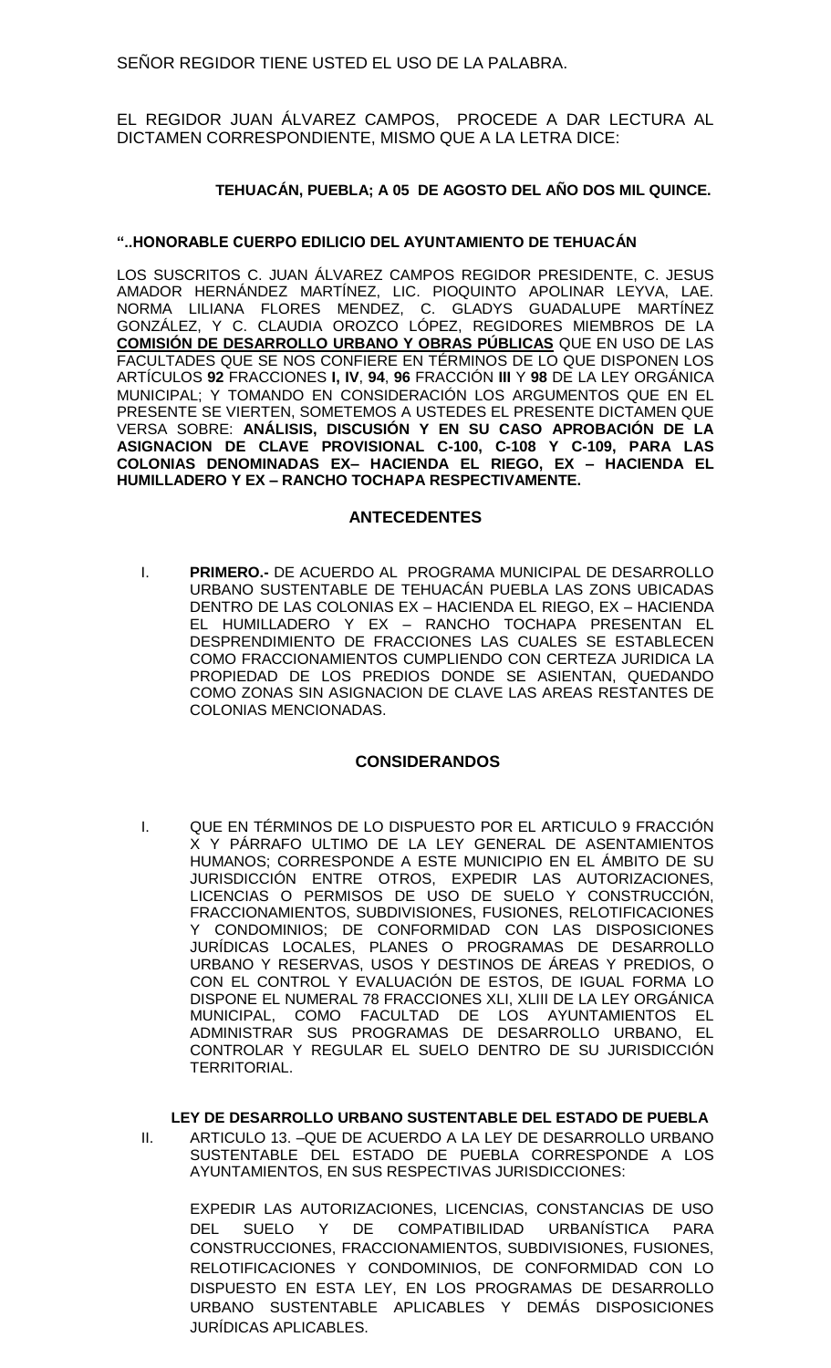SEÑOR REGIDOR TIENE USTED EL USO DE LA PALABRA.

EL REGIDOR JUAN ÁLVAREZ CAMPOS, PROCEDE A DAR LECTURA AL DICTAMEN CORRESPONDIENTE, MISMO QUE A LA LETRA DICE:

**TEHUACÁN, PUEBLA; A 05 DE AGOSTO DEL AÑO DOS MIL QUINCE.**

**"..HONORABLE CUERPO EDILICIO DEL AYUNTAMIENTO DE TEHUACÁN**

LOS SUSCRITOS C. JUAN ÁLVAREZ CAMPOS REGIDOR PRESIDENTE, C. JESUS AMADOR HERNÁNDEZ MARTÍNEZ, LIC. PIOQUINTO APOLINAR LEYVA, LAE. NORMA LILIANA FLORES MENDEZ, C. GLADYS GUADALUPE MARTÍNEZ GONZÁLEZ, Y C. CLAUDIA OROZCO LÓPEZ, REGIDORES MIEMBROS DE LA **COMISIÓN DE DESARROLLO URBANO Y OBRAS PÚBLICAS** QUE EN USO DE LAS FACULTADES QUE SE NOS CONFIERE EN TÉRMINOS DE LO QUE DISPONEN LOS ARTÍCULOS **92** FRACCIONES **I, IV**, **94**, **96** FRACCIÓN **III** Y **98** DE LA LEY ORGÁNICA MUNICIPAL; Y TOMANDO EN CONSIDERACIÓN LOS ARGUMENTOS QUE EN EL PRESENTE SE VIERTEN, SOMETEMOS A USTEDES EL PRESENTE DICTAMEN QUE VERSA SOBRE: **ANÁLISIS, DISCUSIÓN Y EN SU CASO APROBACIÓN DE LA ASIGNACION DE CLAVE PROVISIONAL C-100, C-108 Y C-109, PARA LAS COLONIAS DENOMINADAS EX– HACIENDA EL RIEGO, EX – HACIENDA EL HUMILLADERO Y EX – RANCHO TOCHAPA RESPECTIVAMENTE.**

## ANTECEDENTES

I. **PRIMERO.-** DE ACUERDO AL PROGRAMA MUNICIPAL DE DESARROLLO URBANO SUSTENTABLE DE TEHUACÁN PUEBLA LAS ZONS UBICADAS DENTRO DE LAS COLONIAS EX – HACIENDA EL RIEGO, EX – HACIENDA EL HUMILLADERO Y EX – RANCHO TOCHAPA PRESENTAN EL DESPRENDIMIENTO DE FRACCIONES LAS CUALES SE ESTABLECEN COMO FRACCIONAMIENTOS CUMPLIENDO CON CERTEZA JURIDICA LA PROPIEDAD DE LOS PREDIOS DONDE SE ASIENTAN, QUEDANDO COMO ZONAS SIN ASIGNACION DE CLAVE LAS AREAS RESTANTES DE COLONIAS MENCIONADAS.

## CONSIDERANDOS

I. QUE EN TÉRMINOS DE LO DISPUESTO POR EL ARTICULO 9 FRACCIÓN X Y PÁRRAFO ULTIMO DE LA LEY GENERAL DE ASENTAMIENTOS HUMANOS; CORRESPONDE A ESTE MUNICIPIO EN EL ÁMBITO DE SU JURISDICCIÓN ENTRE OTROS, EXPEDIR LAS AUTORIZACIONES, LICENCIAS O PERMISOS DE USO DE SUELO Y CONSTRUCCIÓN, FRACCIONAMIENTOS, SUBDIVISIONES, FUSIONES, RELOTIFICACIONES Y CONDOMINIOS; DE CONFORMIDAD CON LAS DISPOSICIONES JURÍDICAS LOCALES, PLANES O PROGRAMAS DE DESARROLLO URBANO Y RESERVAS, USOS Y DESTINOS DE ÁREAS Y PREDIOS, O CON EL CONTROL Y EVALUACIÓN DE ESTOS, DE IGUAL FORMA LO DISPONE EL NUMERAL 78 FRACCIONES XLI, XLIII DE LA LEY ORGÁNICA MUNICIPAL, COMO FACULTAD DE LOS AYUNTAMIENTOS EL ADMINISTRAR SUS PROGRAMAS DE DESARROLLO URBANO, EL CONTROLAR Y REGULAR EL SUELO DENTRO DE SU JURISDICCIÓN TERRITORIAL.

**LEY DE DESARROLLO URBANO SUSTENTABLE DEL ESTADO DE PUEBLA**

II. ARTICULO 13. –QUE DE ACUERDO A LA LEY DE DESARROLLO URBANO SUSTENTABLE DEL ESTADO DE PUEBLA CORRESPONDE A LOS AYUNTAMIENTOS, EN SUS RESPECTIVAS JURISDICCIONES:

EXPEDIR LAS AUTORIZACIONES, LICENCIAS, CONSTANCIAS DE USO DEL SUELO Y DE COMPATIBILIDAD URBANÍSTICA PARA CONSTRUCCIONES, FRACCIONAMIENTOS, SUBDIVISIONES, FUSIONES, RELOTIFICACIONES Y CONDOMINIOS, DE CONFORMIDAD CON LO DISPUESTO EN ESTA LEY, EN LOS PROGRAMAS DE DESARROLLO URBANO SUSTENTABLE APLICABLES Y DEMÁS DISPOSICIONES JURÍDICAS APLICABLES.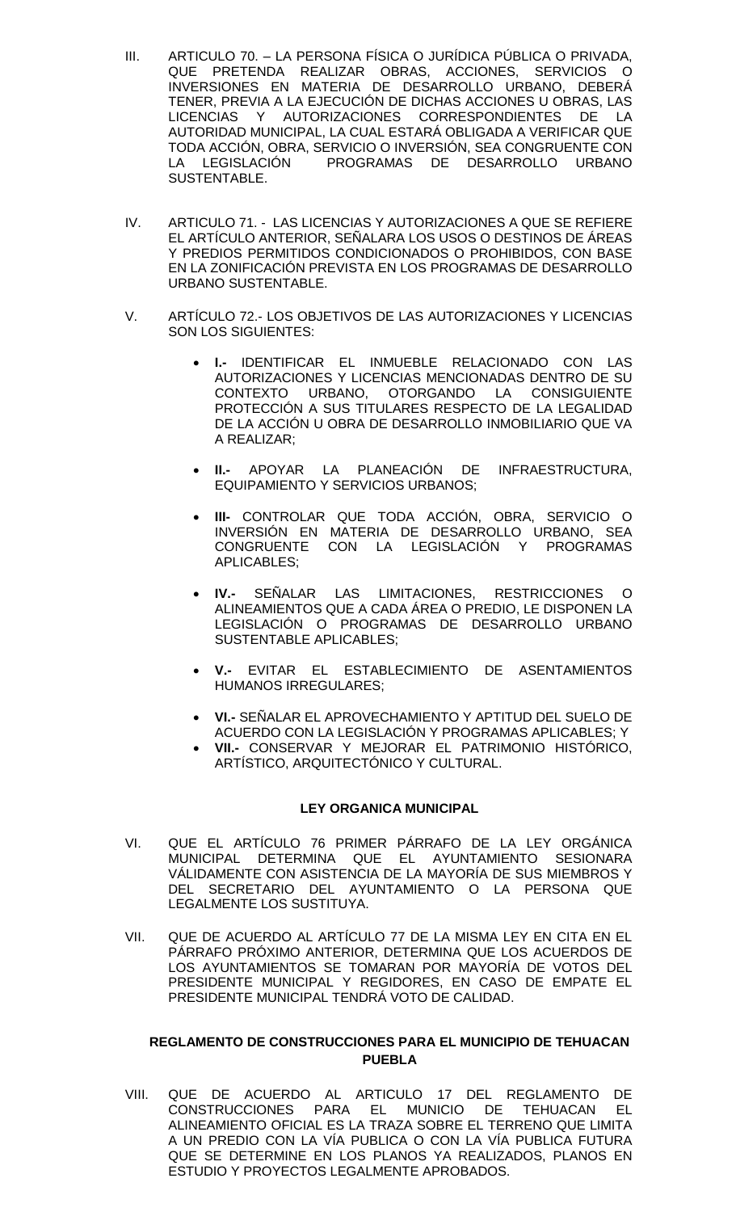III. ARTICULO 70. – LA PERSONA FÍSICA O JURÍDICA PÚBLICA O PRIVADA, QUE PRETENDA REALIZAR OBRAS, ACCIONES, SERVICIOS O INVERSIONES EN MATERIA DE DESARROLLO URBANO, DEBERÁ TENER, PREVIA A LA EJECUCIÓN DE DICHAS ACCIONES U OBRAS, LAS LICENCIAS Y AUTORIZACIONES CORRESPONDIENTES DE LA AUTORIDAD MUNICIPAL, LA CUAL ESTARÁ OBLIGADA A VERIFICAR QUE TODA ACCIÓN, OBRA, SERVICIO O INVERSIÓN, SEA CONGRUENTE CON LA LEGISLACIÓN PROGRAMAS DE DESARROLLO URBANO SUSTENTABLE.

IV. ARTICULO 71. - LAS LICENCIAS Y AUTORIZACIONES A QUE SE REFIERE EL ARTÍCULO ANTERIOR, SEÑALARA LOS USOS O DESTINOS DE ÁREAS Y PREDIOS PERMITIDOS CONDICIONADOS O PROHIBIDOS, CON BASE EN LA ZONIFICACIÓN PREVISTA EN LOS PROGRAMAS DE DESARROLLO URBANO SUSTENTABLE.

V. ARTÍCULO 72.- LOS OBJETIVOS DE LAS AUTORIZACIONES Y LICENCIAS SON LOS SIGUIENTES:

- **I.-** IDENTIFICAR EL INMUEBLE RELACIONADO CON LAS AUTORIZACIONES Y LICENCIAS MENCIONADAS DENTRO DE SU CONTEXTO URBANO, OTORGANDO LA CONSIGUIENTE PROTECCIÓN A SUS TITULARES RESPECTO DE LA LEGALIDAD DE LA ACCIÓN U OBRA DE DESARROLLO INMOBILIARIO QUE VA A REALIZAR;
- **II.-** APOYAR LA PLANEACIÓN DE INFRAESTRUCTURA, EQUIPAMIENTO Y SERVICIOS URBANOS;
- **III-** CONTROLAR QUE TODA ACCIÓN, OBRA, SERVICIO O INVERSIÓN EN MATERIA DE DESARROLLO URBANO, SEA CONGRUENTE CON LA LEGISLACIÓN Y PROGRAMAS APLICABLES;
- **IV.-** SEÑALAR LAS LIMITACIONES, RESTRICCIONES O ALINEAMIENTOS QUE A CADA ÁREA O PREDIO, LE DISPONEN LA LEGISLACIÓN O PROGRAMAS DE DESARROLLO URBANO SUSTENTABLE APLICABLES;
- **V.-** EVITAR EL ESTABLECIMIENTO DE ASENTAMIENTOS HUMANOS IRREGULARES;
- **VI.-** SEÑALAR EL APROVECHAMIENTO Y APTITUD DEL SUELO DE ACUERDO CON LA LEGISLACIÓN Y PROGRAMAS APLICABLES; Y
- **VII.-** CONSERVAR Y MEJORAR EL PATRIMONIO HISTÓRICO, ARTÍSTICO, ARQUITECTÓNICO Y CULTURAL.

**LEY ORGANICA MUNICIPAL**

VI. QUE EL ARTÍCULO 76 PRIMER PÁRRAFO DE LA LEY ORGÁNICA MUNICIPAL DETERMINA QUE EL AYUNTAMIENTO SESIONARA VÁLIDAMENTE CON ASISTENCIA DE LA MAYORÍA DE SUS MIEMBROS Y DEL SECRETARIO DEL AYUNTAMIENTO O LA PERSONA QUE LEGALMENTE LOS SUSTITUYA.

VII. QUE DE ACUERDO AL ARTÍCULO 77 DE LA MISMA LEY EN CITA EN EL PÁRRAFO PRÓXIMO ANTERIOR, DETERMINA QUE LOS ACUERDOS DE LOS AYUNTAMIENTOS SE TOMARAN POR MAYORÍA DE VOTOS DEL PRESIDENTE MUNICIPAL Y REGIDORES, EN CASO DE EMPATE EL PRESIDENTE MUNICIPAL TENDRÁ VOTO DE CALIDAD.

**REGLAMENTO DE CONSTRUCCIONES PARA EL MUNICIPIO DE TEHUACAN PUEBLA**

VIII. QUE DE ACUERDO AL ARTICULO 17 DEL REGLAMENTO DE CONSTRUCCIONES PARA EL MUNICIO DE TEHUACAN EL ALINEAMIENTO OFICIAL ES LA TRAZA SOBRE EL TERRENO QUE LIMITA A UN PREDIO CON LA VÍA PUBLICA O CON LA VÍA PUBLICA FUTURA QUE SE DETERMINE EN LOS PLANOS YA REALIZADOS, PLANOS EN ESTUDIO Y PROYECTOS LEGALMENTE APROBADOS.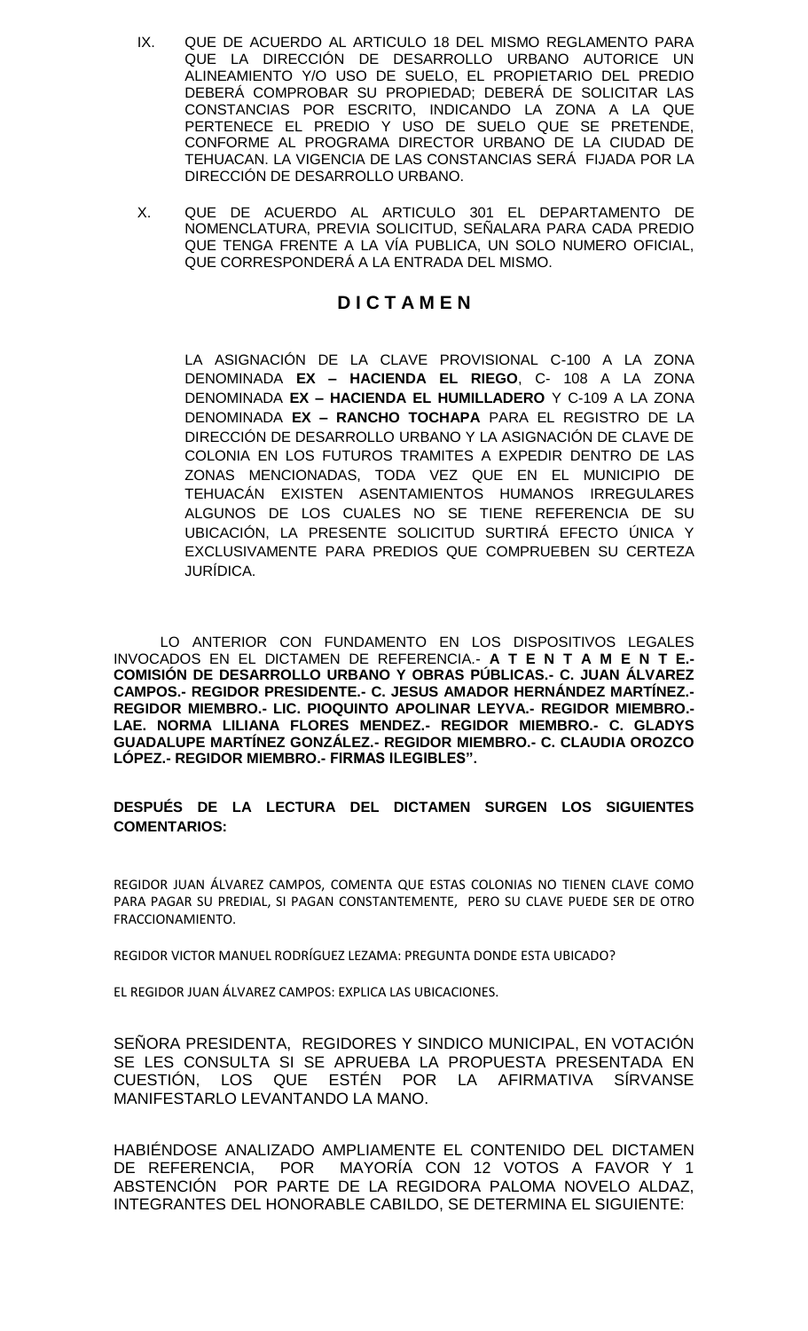IX. QUE DE ACUERDO AL ARTICULO 18 DEL MISMO REGLAMENTO PARA QUE LA DIRECCIÓN DE DESARROLLO URBANO AUTORICE UN ALINEAMIENTO Y/O USO DE SUELO, EL PROPIETARIO DEL PREDIO DEBERÁ COMPROBAR SU PROPIEDAD; DEBERÁ DE SOLICITAR LAS CONSTANCIAS POR ESCRITO, INDICANDO LA ZONA A LA QUE PERTENECE EL PREDIO Y USO DE SUELO QUE SE PRETENDE, CONFORME AL PROGRAMA DIRECTOR URBANO DE LA CIUDAD DE TEHUACAN. LA VIGENCIA DE LAS CONSTANCIAS SERÁ FIJADA POR LA DIRECCIÓN DE DESARROLLO URBANO.

X. QUE DE ACUERDO AL ARTICULO 301 EL DEPARTAMENTO DE NOMENCLATURA, PREVIA SOLICITUD, SEÑALARA PARA CADA PREDIO QUE TENGA FRENTE A LA VÍA PUBLICA, UN SOLO NUMERO OFICIAL, QUE CORRESPONDERÁ A LA ENTRADA DEL MISMO.

## D I C T A M E N

LA ASIGNACIÓN DE LA CLAVE PROVISIONAL C-100 A LA ZONA DENOMINADA **EX – HACIENDA EL RIEGO**, C- 108 A LA ZONA DENOMINADA **EX – HACIENDA EL HUMILLADERO** Y C-109 A LA ZONA DENOMINADA **EX – RANCHO TOCHAPA** PARA EL REGISTRO DE LA DIRECCIÓN DE DESARROLLO URBANO Y LA ASIGNACIÓN DE CLAVE DE COLONIA EN LOS FUTUROS TRAMITES A EXPEDIR DENTRO DE LAS ZONAS MENCIONADAS, TODA VEZ QUE EN EL MUNICIPIO DE TEHUACÁN EXISTEN ASENTAMIENTOS HUMANOS IRREGULARES ALGUNOS DE LOS CUALES NO SE TIENE REFERENCIA DE SU UBICACIÓN, LA PRESENTE SOLICITUD SURTIRÁ EFECTO ÚNICA Y EXCLUSIVAMENTE PARA PREDIOS QUE COMPRUEBEN SU CERTEZA JURÍDICA.

LO ANTERIOR CON FUNDAMENTO EN LOS DISPOSITIVOS LEGALES INVOCADOS EN EL DICTAMEN DE REFERENCIA.- **A T E N T A M E N T E.- COMISIÓN DE DESARROLLO URBANO Y OBRAS PÚBLICAS.- C. JUAN ÁLVAREZ CAMPOS.- REGIDOR PRESIDENTE.- C. JESUS AMADOR HERNÁNDEZ MARTÍNEZ.- REGIDOR MIEMBRO.- LIC. PIOQUINTO APOLINAR LEYVA.- REGIDOR MIEMBRO.- LAE. NORMA LILIANA FLORES MENDEZ.- REGIDOR MIEMBRO.- C. GLADYS GUADALUPE MARTÍNEZ GONZÁLEZ.- REGIDOR MIEMBRO.- C. CLAUDIA OROZCO LÓPEZ.- REGIDOR MIEMBRO.- FIRMAS ILEGIBLES".**

**DESPUÉS DE LA LECTURA DEL DICTAMEN SURGEN LOS SIGUIENTES COMENTARIOS:**

REGIDOR JUAN ÁLVAREZ CAMPOS, COMENTA QUE ESTAS COLONIAS NO TIENEN CLAVE COMO PARA PAGAR SU PREDIAL, SI PAGAN CONSTANTEMENTE, PERO SU CLAVE PUEDE SER DE OTRO FRACCIONAMIENTO.

REGIDOR VICTOR MANUEL RODRÍGUEZ LEZAMA: PREGUNTA DONDE ESTA UBICADO?

EL REGIDOR JUAN ÁLVAREZ CAMPOS: EXPLICA LAS UBICACIONES.

SEÑORA PRESIDENTA, REGIDORES Y SINDICO MUNICIPAL, EN VOTACIÓN SE LES CONSULTA SI SE APRUEBA LA PROPUESTA PRESENTADA EN CUESTIÓN, LOS QUE ESTÉN POR LA AFIRMATIVA SÍRVANSE MANIFESTARLO LEVANTANDO LA MANO.

HABIÉNDOSE ANALIZADO AMPLIAMENTE EL CONTENIDO DEL DICTAMEN DE REFERENCIA, POR MAYORÍA CON 12 VOTOS A FAVOR Y 1 ABSTENCIÓN POR PARTE DE LA REGIDORA PALOMA NOVELO ALDAZ, INTEGRANTES DEL HONORABLE CABILDO, SE DETERMINA EL SIGUIENTE: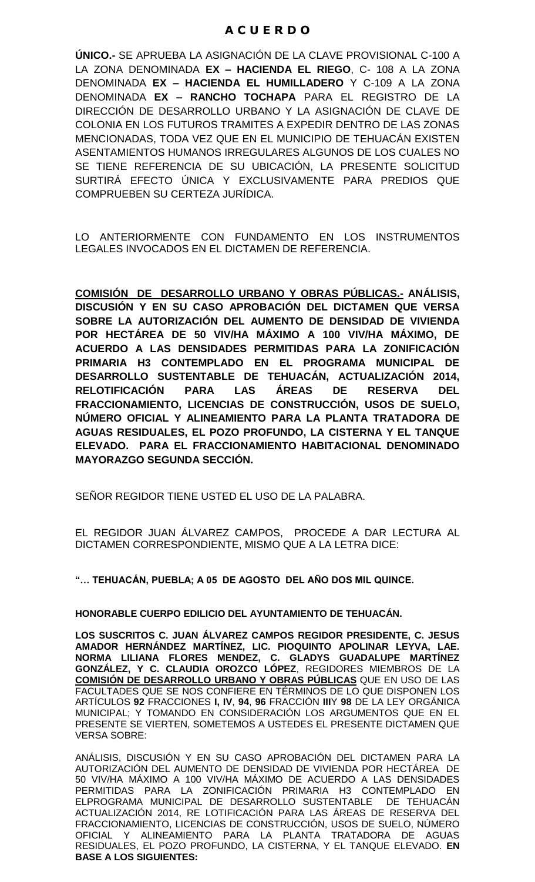# A C U E R D O

**ÚNICO.-** SE APRUEBA LA ASIGNACIÓN DE LA CLAVE PROVISIONAL C-100 A LA ZONA DENOMINADA **EX – HACIENDA EL RIEGO**, C- 108 A LA ZONA DENOMINADA **EX – HACIENDA EL HUMILLADERO** Y C-109 A LA ZONA DENOMINADA **EX – RANCHO TOCHAPA** PARA EL REGISTRO DE LA DIRECCIÓN DE DESARROLLO URBANO Y LA ASIGNACIÓN DE CLAVE DE COLONIA EN LOS FUTUROS TRAMITES A EXPEDIR DENTRO DE LAS ZONAS MENCIONADAS, TODA VEZ QUE EN EL MUNICIPIO DE TEHUACÁN EXISTEN ASENTAMIENTOS HUMANOS IRREGULARES ALGUNOS DE LOS CUALES NO SE TIENE REFERENCIA DE SU UBICACIÓN, LA PRESENTE SOLICITUD SURTIRÁ EFECTO ÚNICA Y EXCLUSIVAMENTE PARA PREDIOS QUE COMPRUEBEN SU CERTEZA JURÍDICA.

LO ANTERIORMENTE CON FUNDAMENTO EN LOS INSTRUMENTOS LEGALES INVOCADOS EN EL DICTAMEN DE REFERENCIA.

**COMISIÓN DE DESARROLLO URBANO Y OBRAS PÚBLICAS.- ANÁLISIS, DISCUSIÓN Y EN SU CASO APROBACIÓN DEL DICTAMEN QUE VERSA SOBRE LA AUTORIZACIÓN DEL AUMENTO DE DENSIDAD DE VIVIENDA POR HECTÁREA DE 50 VIV/HA MÁXIMO A 100 VIV/HA MÁXIMO, DE ACUERDO A LAS DENSIDADES PERMITIDAS PARA LA ZONIFICACIÓN PRIMARIA H3 CONTEMPLADO EN EL PROGRAMA MUNICIPAL DE DESARROLLO SUSTENTABLE DE TEHUACÁN, ACTUALIZACIÓN 2014, RELOTIFICACIÓN PARA LAS ÁREAS DE RESERVA DEL FRACCIONAMIENTO, LICENCIAS DE CONSTRUCCIÓN, USOS DE SUELO, NÚMERO OFICIAL Y ALINEAMIENTO PARA LA PLANTA TRATADORA DE AGUAS RESIDUALES, EL POZO PROFUNDO, LA CISTERNA Y EL TANQUE ELEVADO. PARA EL FRACCIONAMIENTO HABITACIONAL DENOMINADO MAYORAZGO SEGUNDA SECCIÓN.**

SEÑOR REGIDOR TIENE USTED EL USO DE LA PALABRA.

EL REGIDOR JUAN ÁLVAREZ CAMPOS, PROCEDE A DAR LECTURA AL DICTAMEN CORRESPONDIENTE, MISMO QUE A LA LETRA DICE:

**"… TEHUACÁN, PUEBLA; A 05 DE AGOSTO DEL AÑO DOS MIL QUINCE.**

**HONORABLE CUERPO EDILICIO DEL AYUNTAMIENTO DE TEHUACÁN.**

**LOS SUSCRITOS C. JUAN ÁLVAREZ CAMPOS REGIDOR PRESIDENTE, C. JESUS AMADOR HERNÁNDEZ MARTÍNEZ, LIC. PIOQUINTO APOLINAR LEYVA, LAE. NORMA LILIANA FLORES MENDEZ, C. GLADYS GUADALUPE MARTÍNEZ GONZÁLEZ, Y C. CLAUDIA OROZCO LÓPEZ**, REGIDORES MIEMBROS DE LA **COMISIÓN DE DESARROLLO URBANO Y OBRAS PÚBLICAS** QUE EN USO DE LAS FACULTADES QUE SE NOS CONFIERE EN TÉRMINOS DE LO QUE DISPONEN LOS ARTÍCULOS **92** FRACCIONES **I, IV**, **94**, **96** FRACCIÓN **III**Y **98** DE LA LEY ORGÁNICA MUNICIPAL; Y TOMANDO EN CONSIDERACIÓN LOS ARGUMENTOS QUE EN EL PRESENTE SE VIERTEN, SOMETEMOS A USTEDES EL PRESENTE DICTAMEN QUE VERSA SOBRE:

ANÁLISIS, DISCUSIÓN Y EN SU CASO APROBACIÓN DEL DICTAMEN PARA LA AUTORIZACIÓN DEL AUMENTO DE DENSIDAD DE VIVIENDA POR HECTÁREA DE 50 VIV/HA MÁXIMO A 100 VIV/HA MÁXIMO DE ACUERDO A LAS DENSIDADES PERMITIDAS PARA LA ZONIFICACIÓN PRIMARIA H3 CONTEMPLADO EN ELPROGRAMA MUNICIPAL DE DESARROLLO SUSTENTABLE DE TEHUACÁN ACTUALIZACIÓN 2014, RE LOTIFICACIÓN PARA LAS ÁREAS DE RESERVA DEL FRACCIONAMIENTO, LICENCIAS DE CONSTRUCCIÓN, USOS DE SUELO, NÚMERO OFICIAL Y ALINEAMIENTO PARA LA PLANTA TRATADORA DE AGUAS RESIDUALES, EL POZO PROFUNDO, LA CISTERNA, Y EL TANQUE ELEVADO. **EN BASE A LOS SIGUIENTES:**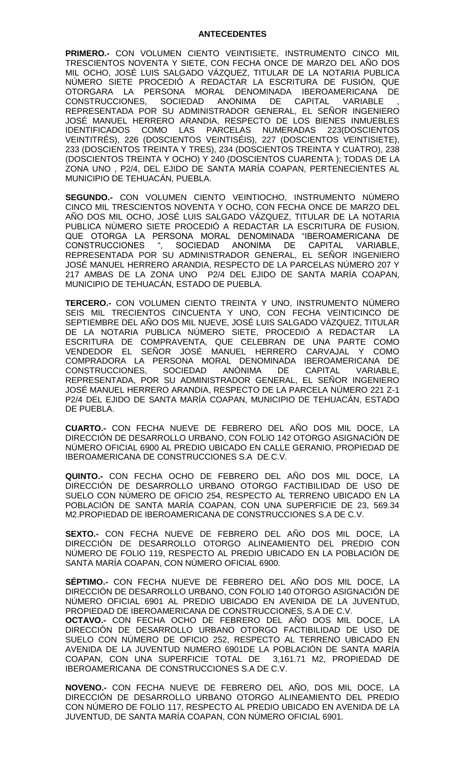**ANTECEDENTES**

**PRIMERO.-** CON VOLUMEN CIENTO VEINTISIETE, INSTRUMENTO CINCO MIL TRESCIENTOS NOVENTA Y SIETE, CON FECHA ONCE DE MARZO DEL AÑO DOS MIL OCHO, JOSÉ LUIS SALGADO VÁZQUEZ, TITULAR DE LA NOTARIA PUBLICA NÚMERO SIETE PROCEDIÓ A REDACTAR LA ESCRITURA DE FUSIÓN, QUE OTORGARA LA PERSONA MORAL DENOMINADA IBEROAMERICANA DE CONSTRUCCIONES, SOCIEDAD ANONIMA DE CAPITAL VARIABLE , REPRESENTADA POR SU ADMINISTRADOR GENERAL, EL SEÑOR INGENIERO JOSÉ MANUEL HERRERO ARANDIA, RESPECTO DE LOS BIENES INMUEBLES IDENTIFICADOS COMO LAS PARCELAS NUMERADAS 223(DOSCIENTOS VEINTITRÉS), 226 (DOSCIENTOS VEINTISÉIS), 227 (DOSCIENTOS VEINTISIETE), 233 (DOSCIENTOS TREINTA Y TRES), 234 (DOSCIENTOS TREINTA Y CUATRO), 238 (DOSCIENTOS TREINTA Y OCHO) Y 240 (DOSCIENTOS CUARENTA ); TODAS DE LA ZONA UNO , P2/4, DEL EJIDO DE SANTA MARÍA COAPAN, PERTENECIENTES AL MUNICIPIO DE TEHUACÁN, PUEBLA.

**SEGUNDO.-** CON VOLUMEN CIENTO VEINTIOCHO, INSTRUMENTO NÚMERO CINCO MIL TRESCIENTOS NOVENTA Y OCHO, CON FECHA ONCE DE MARZO DEL AÑO DOS MIL OCHO, JOSÉ LUIS SALGADO VÁZQUEZ, TITULAR DE LA NOTARIA PUBLICA NÚMERO SIETE PROCEDIÓ A REDACTAR LA ESCRITURA DE FUSION, QUE OTORGA LA PERSONA MORAL DENOMINADA "IBEROAMERICANA DE CONSTRUCCIONES ", SOCIEDAD ANONIMA DE CAPITAL VARIABLE, REPRESENTADA POR SU ADMINISTRADOR GENERAL, EL SEÑOR INGENIERO JOSÉ MANUEL HERRERO ARANDIA, RESPECTO DE LA PARCELAS NÚMERO 207 Y 217 AMBAS DE LA ZONA UNO P2/4 DEL EJIDO DE SANTA MARÍA COAPAN, MUNICIPIO DE TEHUACÁN, ESTADO DE PUEBLA.

**TERCERO.-** CON VOLUMEN CIENTO TREINTA Y UNO, INSTRUMENTO NÚMERO SEIS MIL TRECIENTOS CINCUENTA Y UNO, CON FECHA VEINTICINCO DE SEPTIEMBRE DEL AÑO DOS MIL NUEVE, JOSÉ LUIS SALGADO VÁZQUEZ, TITULAR DE LA NOTARIA PUBLICA NÚMERO SIETE, PROCEDIÓ A REDACTAR LA ESCRITURA DE COMPRAVENTA, QUE CELEBRAN DE UNA PARTE COMO VENDEDOR EL SEÑOR JOSÉ MANUEL HERRERO CARVAJAL Y COMO COMPRADORA LA PERSONA MORAL DENOMINADA IBEROAMERICANA DE CONSTRUCCIONES, SOCIEDAD ANÓNIMA DE CAPITAL VARIABLE, REPRESENTADA, POR SU ADMINISTRADOR GENERAL, EL SEÑOR INGENIERO JOSÉ MANUEL HERRERO ARANDIA, RESPECTO DE LA PARCELA NÚMERO 221 Z-1 P2/4 DEL EJIDO DE SANTA MARÍA COAPAN, MUNICIPIO DE TEHUACÁN, ESTADO DE PUEBLA.

**CUARTO.-** CON FECHA NUEVE DE FEBRERO DEL AÑO DOS MIL DOCE, LA DIRECCIÓN DE DESARROLLO URBANO, CON FOLIO 142 OTORGO ASIGNACIÓN DE NÚMERO OFICIAL 6900 AL PREDIO UBICADO EN CALLE GERANIO, PROPIEDAD DE IBEROAMERICANA DE CONSTRUCCIONES S.A DE.C.V.

**QUINTO.-** CON FECHA OCHO DE FEBRERO DEL AÑO DOS MIL DOCE, LA DIRECCIÓN DE DESARROLLO URBANO OTORGO FACTIBILIDAD DE USO DE SUELO CON NÚMERO DE OFICIO 254, RESPECTO AL TERRENO UBICADO EN LA POBLACIÓN DE SANTA MARÍA COAPAN, CON UNA SUPERFICIE DE 23, 569.34 M2.PROPIEDAD DE IBEROAMERICANA DE CONSTRUCCIONES S.A DE C.V.

**SEXTO.-** CON FECHA NUEVE DE FEBRERO DEL AÑO DOS MIL DOCE, LA DIRECCIÓN DE DESARROLLO OTORGO ALINEAMIENTO DEL PREDIO CON NÚMERO DE FOLIO 119, RESPECTO AL PREDIO UBICADO EN LA POBLACIÓN DE SANTA MARÍA COAPAN, CON NÚMERO OFICIAL 6900.

**SÉPTIMO.-** CON FECHA NUEVE DE FEBRERO DEL AÑO DOS MIL DOCE, LA DIRECCIÓN DE DESARROLLO URBANO, CON FOLIO 140 OTORGO ASIGNACIÓN DE NÚMERO OFICIAL 6901 AL PREDIO UBICADO EN AVENIDA DE LA JUVENTUD, PROPIEDAD DE IBEROAMERICANA DE CONSTRUCCIONES, S.A DE C.V.

**OCTAVO.-** CON FECHA OCHO DE FEBRERO DEL AÑO DOS MIL DOCE, LA DIRECCIÓN DE DESARROLLO URBANO OTORGO FACTIBILIDAD DE USO DE SUELO CON NÚMERO DE OFICIO 252, RESPECTO AL TERRENO UBICADO EN AVENIDA DE LA JUVENTUD NUMERO 6901DE LA POBLACIÓN DE SANTA MARÍA COAPAN, CON UNA SUPERFICIE TOTAL DE 3,161.71 M2, PROPIEDAD DE IBEROAMERICANA DE CONSTRUCCIONES S.A DE C.V.

**NOVENO.-** CON FECHA NUEVE DE FEBRERO DEL AÑO, DOS MIL DOCE, LA DIRECCIÓN DE DESARROLLO URBANO OTORGO ALINEAMIENTO DEL PREDIO CON NÚMERO DE FOLIO 117, RESPECTO AL PREDIO UBICADO EN AVENIDA DE LA JUVENTUD, DE SANTA MARÍA COAPAN, CON NÚMERO OFICIAL 6901.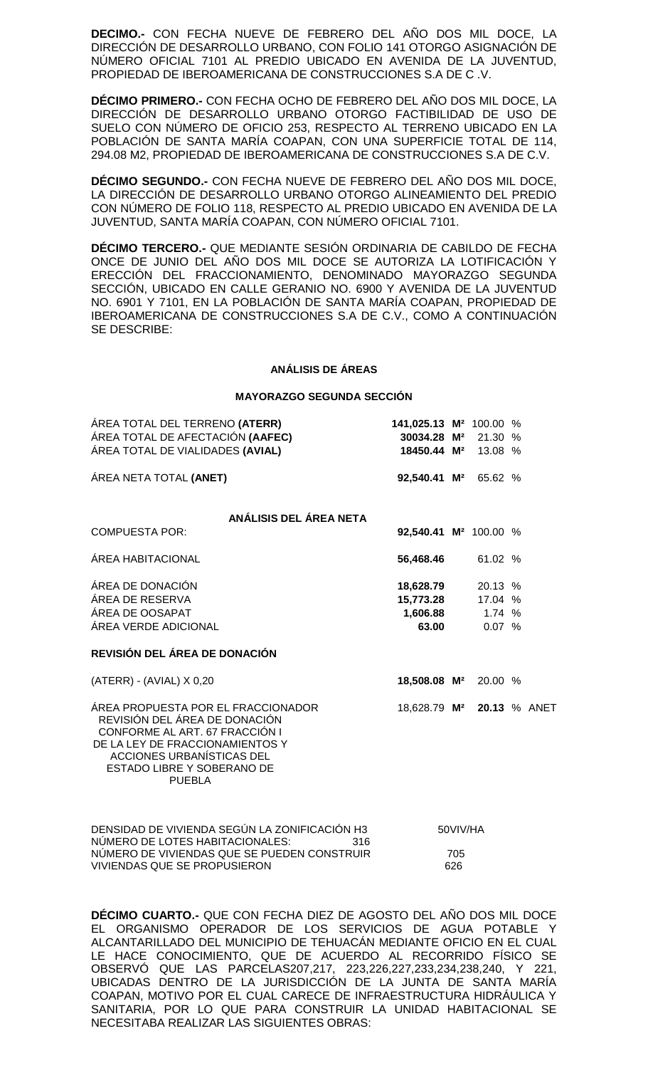**DECIMO.-** CON FECHA NUEVE DE FEBRERO DEL AÑO DOS MIL DOCE, LA DIRECCIÓN DE DESARROLLO URBANO, CON FOLIO 141 OTORGO ASIGNACIÓN DE NÚMERO OFICIAL 7101 AL PREDIO UBICADO EN AVENIDA DE LA JUVENTUD, PROPIEDAD DE IBEROAMERICANA DE CONSTRUCCIONES S.A DE C .V.

**DÉCIMO PRIMERO.-** CON FECHA OCHO DE FEBRERO DEL AÑO DOS MIL DOCE, LA DIRECCIÓN DE DESARROLLO URBANO OTORGO FACTIBILIDAD DE USO DE SUELO CON NÚMERO DE OFICIO 253, RESPECTO AL TERRENO UBICADO EN LA POBLACIÓN DE SANTA MARÍA COAPAN, CON UNA SUPERFICIE TOTAL DE 114, 294.08 M2, PROPIEDAD DE IBEROAMERICANA DE CONSTRUCCIONES S.A DE C.V.

**DÉCIMO SEGUNDO.-** CON FECHA NUEVE DE FEBRERO DEL AÑO DOS MIL DOCE, LA DIRECCIÓN DE DESARROLLO URBANO OTORGO ALINEAMIENTO DEL PREDIO CON NÚMERO DE FOLIO 118, RESPECTO AL PREDIO UBICADO EN AVENIDA DE LA JUVENTUD, SANTA MARÍA COAPAN, CON NÚMERO OFICIAL 7101.

**DÉCIMO TERCERO.-** QUE MEDIANTE SESIÓN ORDINARIA DE CABILDO DE FECHA ONCE DE JUNIO DEL AÑO DOS MIL DOCE SE AUTORIZA LA LOTIFICACIÓN Y ERECCIÓN DEL FRACCIONAMIENTO, DENOMINADO MAYORAZGO SEGUNDA SECCIÓN, UBICADO EN CALLE GERANIO NO. 6900 Y AVENIDA DE LA JUVENTUD NO. 6901 Y 7101, EN LA POBLACIÓN DE SANTA MARÍA COAPAN, PROPIEDAD DE IBEROAMERICANA DE CONSTRUCCIONES S.A DE C.V., COMO A CONTINUACIÓN SE DESCRIBE:

**ANÁLISIS DE ÁREAS**

**MAYORAZGO SEGUNDA SECCIÓN**

| | | |
|---|---|---|
| ÁREA TOTAL DEL TERRENO **(ATERR)** | **141,025.13 M²** | 100.00 % |
| ÁREA TOTAL DE AFECTACIÓN **(AAFEC)** | **30034.28 M²** | 21.30 % |
| ÁREA TOTAL DE VIALIDADES **(AVIAL)** | **18450.44 M²** | 13.08 % |
| ÁREA NETA TOTAL **(ANET)** | **92,540.41 M²** | 65.62 % |

**ANÁLISIS DEL ÁREA NETA**

| | | |
|---|---|---|
| COMPUESTA POR: | **92,540.41 M²** | 100.00 % |
| ÁREA HABITACIONAL | **56,468.46** | 61.02 % |
| ÁREA DE DONACIÓN | **18,628.79** | 20.13 % |
| ÁREA DE RESERVA | **15,773.28** | 17.04 % |
| ÁREA DE OOSAPAT | **1,606.88** | 1.74 % |
| ÁREA VERDE ADICIONAL | **63.00** | 0.07 % |

**REVISIÓN DEL ÁREA DE DONACIÓN**

| | | |
|---|---|---|
| (ATERR) - (AVIAL) X 0,20 | **18,508.08 M²** | 20.00 % |
| ÁREA PROPUESTA POR EL FRACCIONADOR REVISIÓN DEL ÁREA DE DONACIÓN CONFORME AL ART. 67 FRACCIÓN I DE LA LEY DE FRACCIONAMIENTOS Y ACCIONES URBANÍSTICAS DEL ESTADO LIBRE Y SOBERANO DE PUEBLA | 18,628.79 **M²** | **20.13** % ANET |

| | |
|---|---|
| DENSIDAD DE VIVIENDA SEGÚN LA ZONIFICACIÓN H3 | 50VIV/HA |
| NÚMERO DE LOTES HABITACIONALES: | 316 |
| NÚMERO DE VIVIENDAS QUE SE PUEDEN CONSTRUIR | 705 |
| VIVIENDAS QUE SE PROPUSIERON | 626 |

**DÉCIMO CUARTO.-** QUE CON FECHA DIEZ DE AGOSTO DEL AÑO DOS MIL DOCE EL ORGANISMO OPERADOR DE LOS SERVICIOS DE AGUA POTABLE Y ALCANTARILLADO DEL MUNICIPIO DE TEHUACÁN MEDIANTE OFICIO EN EL CUAL LE HACE CONOCIMIENTO, QUE DE ACUERDO AL RECORRIDO FÍSICO SE OBSERVÓ QUE LAS PARCELAS207,217, 223,226,227,233,234,238,240, Y 221, UBICADAS DENTRO DE LA JURISDICCIÓN DE LA JUNTA DE SANTA MARÍA COAPAN, MOTIVO POR EL CUAL CARECE DE INFRAESTRUCTURA HIDRÁULICA Y SANITARIA, POR LO QUE PARA CONSTRUIR LA UNIDAD HABITACIONAL SE NECESITABA REALIZAR LAS SIGUIENTES OBRAS: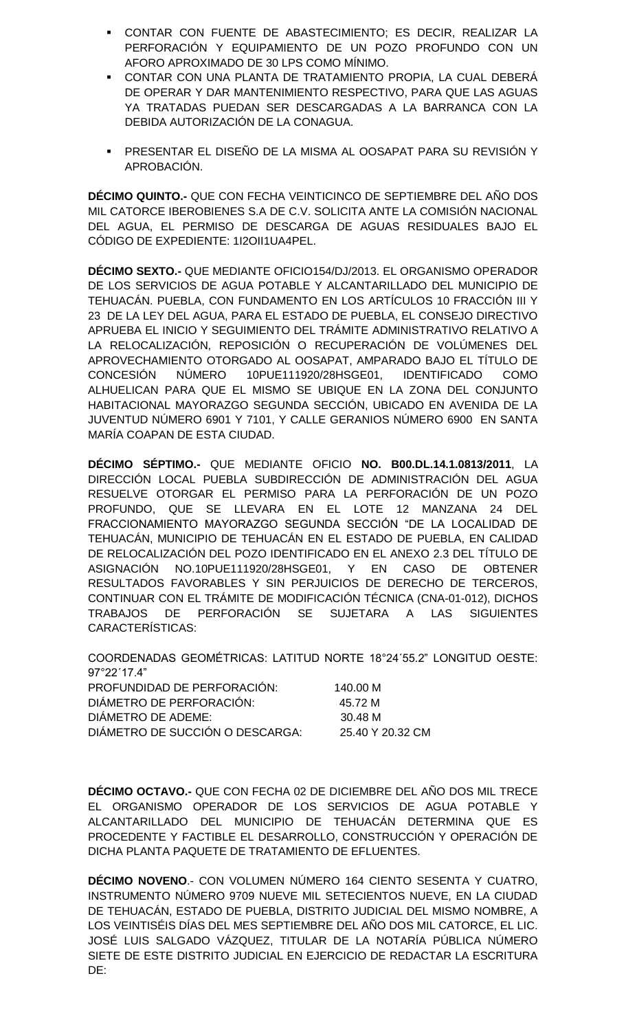- CONTAR CON FUENTE DE ABASTECIMIENTO; ES DECIR, REALIZAR LA PERFORACIÓN Y EQUIPAMIENTO DE UN POZO PROFUNDO CON UN AFORO APROXIMADO DE 30 LPS COMO MÍNIMO.
- CONTAR CON UNA PLANTA DE TRATAMIENTO PROPIA, LA CUAL DEBERÁ DE OPERAR Y DAR MANTENIMIENTO RESPECTIVO, PARA QUE LAS AGUAS YA TRATADAS PUEDAN SER DESCARGADAS A LA BARRANCA CON LA DEBIDA AUTORIZACIÓN DE LA CONAGUA.
- PRESENTAR EL DISEÑO DE LA MISMA AL OOSAPAT PARA SU REVISIÓN Y APROBACIÓN.

**DÉCIMO QUINTO.-** QUE CON FECHA VEINTICINCO DE SEPTIEMBRE DEL AÑO DOS MIL CATORCE IBEROBIENES S.A DE C.V. SOLICITA ANTE LA COMISIÓN NACIONAL DEL AGUA, EL PERMISO DE DESCARGA DE AGUAS RESIDUALES BAJO EL CÓDIGO DE EXPEDIENTE: 1I2OII1UA4PEL.

**DÉCIMO SEXTO.-** QUE MEDIANTE OFICIO154/DJ/2013. EL ORGANISMO OPERADOR DE LOS SERVICIOS DE AGUA POTABLE Y ALCANTARILLADO DEL MUNICIPIO DE TEHUACÁN. PUEBLA, CON FUNDAMENTO EN LOS ARTÍCULOS 10 FRACCIÓN III Y 23 DE LA LEY DEL AGUA, PARA EL ESTADO DE PUEBLA, EL CONSEJO DIRECTIVO APRUEBA EL INICIO Y SEGUIMIENTO DEL TRÁMITE ADMINISTRATIVO RELATIVO A LA RELOCALIZACIÓN, REPOSICIÓN O RECUPERACIÓN DE VOLÚMENES DEL APROVECHAMIENTO OTORGADO AL OOSAPAT, AMPARADO BAJO EL TÍTULO DE CONCESIÓN NÚMERO 10PUE111920/28HSGE01, IDENTIFICADO COMO ALHUELICAN PARA QUE EL MISMO SE UBIQUE EN LA ZONA DEL CONJUNTO HABITACIONAL MAYORAZGO SEGUNDA SECCIÓN, UBICADO EN AVENIDA DE LA JUVENTUD NÚMERO 6901 Y 7101, Y CALLE GERANIOS NÚMERO 6900 EN SANTA MARÍA COAPAN DE ESTA CIUDAD.

**DÉCIMO SÉPTIMO.-** QUE MEDIANTE OFICIO **NO. B00.DL.14.1.0813/2011**, LA DIRECCIÓN LOCAL PUEBLA SUBDIRECCIÓN DE ADMINISTRACIÓN DEL AGUA RESUELVE OTORGAR EL PERMISO PARA LA PERFORACIÓN DE UN POZO PROFUNDO, QUE SE LLEVARA EN EL LOTE 12 MANZANA 24 DEL FRACCIONAMIENTO MAYORAZGO SEGUNDA SECCIÓN "DE LA LOCALIDAD DE TEHUACÁN, MUNICIPIO DE TEHUACÁN EN EL ESTADO DE PUEBLA, EN CALIDAD DE RELOCALIZACIÓN DEL POZO IDENTIFICADO EN EL ANEXO 2.3 DEL TÍTULO DE ASIGNACIÓN NO.10PUE111920/28HSGE01, Y EN CASO DE OBTENER RESULTADOS FAVORABLES Y SIN PERJUICIOS DE DERECHO DE TERCEROS, CONTINUAR CON EL TRÁMITE DE MODIFICACIÓN TÉCNICA (CNA-01-012), DICHOS TRABAJOS DE PERFORACIÓN SE SUJETARA A LAS SIGUIENTES CARACTERÍSTICAS:

COORDENADAS GEOMÉTRICAS: LATITUD NORTE 18°24´55.2" LONGITUD OESTE: 97°22´17.4"

| | |
|---|---|
| PROFUNDIDAD DE PERFORACIÓN: | 140.00 M |
| DIÁMETRO DE PERFORACIÓN: | 45.72 M |
| DIÁMETRO DE ADEME: | 30.48 M |
| DIÁMETRO DE SUCCIÓN O DESCARGA: | 25.40 Y 20.32 CM |

**DÉCIMO OCTAVO.-** QUE CON FECHA 02 DE DICIEMBRE DEL AÑO DOS MIL TRECE EL ORGANISMO OPERADOR DE LOS SERVICIOS DE AGUA POTABLE Y ALCANTARILLADO DEL MUNICIPIO DE TEHUACÁN DETERMINA QUE ES PROCEDENTE Y FACTIBLE EL DESARROLLO, CONSTRUCCIÓN Y OPERACIÓN DE DICHA PLANTA PAQUETE DE TRATAMIENTO DE EFLUENTES.

**DÉCIMO NOVENO**.- CON VOLUMEN NÚMERO 164 CIENTO SESENTA Y CUATRO, INSTRUMENTO NÚMERO 9709 NUEVE MIL SETECIENTOS NUEVE, EN LA CIUDAD DE TEHUACÁN, ESTADO DE PUEBLA, DISTRITO JUDICIAL DEL MISMO NOMBRE, A LOS VEINTISÉIS DÍAS DEL MES SEPTIEMBRE DEL AÑO DOS MIL CATORCE, EL LIC. JOSÉ LUIS SALGADO VÁZQUEZ, TITULAR DE LA NOTARÍA PÚBLICA NÚMERO SIETE DE ESTE DISTRITO JUDICIAL EN EJERCICIO DE REDACTAR LA ESCRITURA DE: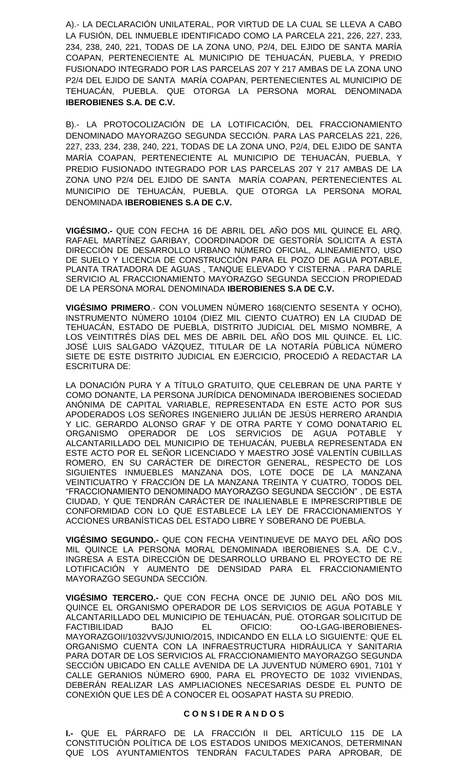A).- LA DECLARACIÓN UNILATERAL, POR VIRTUD DE LA CUAL SE LLEVA A CABO LA FUSIÓN, DEL INMUEBLE IDENTIFICADO COMO LA PARCELA 221, 226, 227, 233, 234, 238, 240, 221, TODAS DE LA ZONA UNO, P2/4, DEL EJIDO DE SANTA MARÍA COAPAN, PERTENECIENTE AL MUNICIPIO DE TEHUACÁN, PUEBLA, Y PREDIO FUSIONADO INTEGRADO POR LAS PARCELAS 207 Y 217 AMBAS DE LA ZONA UNO P2/4 DEL EJIDO DE SANTA MARÍA COAPAN, PERTENECIENTES AL MUNICIPIO DE TEHUACÁN, PUEBLA. QUE OTORGA LA PERSONA MORAL DENOMINADA **IBEROBIENES S.A. DE C.V.**

B).- LA PROTOCOLIZACIÓN DE LA LOTIFICACIÓN, DEL FRACCIONAMIENTO DENOMINADO MAYORAZGO SEGUNDA SECCIÓN. PARA LAS PARCELAS 221, 226, 227, 233, 234, 238, 240, 221, TODAS DE LA ZONA UNO, P2/4, DEL EJIDO DE SANTA MARÍA COAPAN, PERTENECIENTE AL MUNICIPIO DE TEHUACÁN, PUEBLA, Y PREDIO FUSIONADO INTEGRADO POR LAS PARCELAS 207 Y 217 AMBAS DE LA ZONA UNO P2/4 DEL EJIDO DE SANTA MARÍA COAPAN, PERTENECIENTES AL MUNICIPIO DE TEHUACÁN, PUEBLA. QUE OTORGA LA PERSONA MORAL DENOMINADA **IBEROBIENES S.A DE C.V.**

**VIGÉSIMO.-** QUE CON FECHA 16 DE ABRIL DEL AÑO DOS MIL QUINCE EL ARQ. RAFAEL MARTÍNEZ GARIBAY, COORDINADOR DE GESTORÍA SOLICITA A ESTA DIRECCIÓN DE DESARROLLO URBANO NÚMERO OFICIAL, ALINEAMIENTO, USO DE SUELO Y LICENCIA DE CONSTRUCCIÓN PARA EL POZO DE AGUA POTABLE, PLANTA TRATADORA DE AGUAS , TANQUE ELEVADO Y CISTERNA . PARA DARLE SERVICIO AL FRACCIONAMIENTO MAYORAZGO SEGUNDA SECCION PROPIEDAD DE LA PERSONA MORAL DENOMINADA **IBEROBIENES S.A DE C.V.**

**VIGÉSIMO PRIMERO**.- CON VOLUMEN NÚMERO 168(CIENTO SESENTA Y OCHO), INSTRUMENTO NÚMERO 10104 (DIEZ MIL CIENTO CUATRO) EN LA CIUDAD DE TEHUACÁN, ESTADO DE PUEBLA, DISTRITO JUDICIAL DEL MISMO NOMBRE, A LOS VEINTITRÉS DÍAS DEL MES DE ABRIL DEL AÑO DOS MIL QUINCE. EL LIC. JOSÉ LUIS SALGADO VÁZQUEZ, TITULAR DE LA NOTARÍA PÚBLICA NÚMERO SIETE DE ESTE DISTRITO JUDICIAL EN EJERCICIO, PROCEDIÓ A REDACTAR LA ESCRITURA DE:

LA DONACIÓN PURA Y A TÍTULO GRATUITO, QUE CELEBRAN DE UNA PARTE Y COMO DONANTE, LA PERSONA JURÍDICA DENOMINADA IBEROBIENES SOCIEDAD ANÓNIMA DE CAPITAL VARIABLE, REPRESENTADA EN ESTE ACTO POR SUS APODERADOS LOS SEÑORES INGENIERO JULIÁN DE JESÚS HERRERO ARANDIA Y LIC. GERARDO ALONSO GRAF Y DE OTRA PARTE Y COMO DONATARIO EL ORGANISMO OPERADOR DE LOS SERVICIOS DE AGUA POTABLE Y ALCANTARILLADO DEL MUNICIPIO DE TEHUACÁN, PUEBLA REPRESENTADA EN ESTE ACTO POR EL SEÑOR LICENCIADO Y MAESTRO JOSÉ VALENTÍN CUBILLAS ROMERO, EN SU CARÁCTER DE DIRECTOR GENERAL, RESPECTO DE LOS SIGUIENTES INMUEBLES MANZANA DOS, LOTE DOCE DE LA MANZANA VEINTICUATRO Y FRACCIÓN DE LA MANZANA TREINTA Y CUATRO, TODOS DEL "FRACCIONAMIENTO DENOMINADO MAYORAZGO SEGUNDA SECCIÓN" , DE ESTA CIUDAD, Y QUE TENDRÁN CARÁCTER DE INALIENABLE E IMPRESCRIPTIBLE DE CONFORMIDAD CON LO QUE ESTABLECE LA LEY DE FRACCIONAMIENTOS Y ACCIONES URBANÍSTICAS DEL ESTADO LIBRE Y SOBERANO DE PUEBLA.

**VIGÉSIMO SEGUNDO.-** QUE CON FECHA VEINTINUEVE DE MAYO DEL AÑO DOS MIL QUINCE LA PERSONA MORAL DENOMINADA IBEROBIENES S.A. DE C.V., INGRESA A ESTA DIRECCIÓN DE DESARROLLO URBANO EL PROYECTO DE RE LOTIFICACIÓN Y AUMENTO DE DENSIDAD PARA EL FRACCIONAMIENTO MAYORAZGO SEGUNDA SECCIÓN.

**VIGÉSIMO TERCERO.-** QUE CON FECHA ONCE DE JUNIO DEL AÑO DOS MIL QUINCE EL ORGANISMO OPERADOR DE LOS SERVICIOS DE AGUA POTABLE Y ALCANTARILLADO DEL MUNICIPIO DE TEHUACÁN, PUÉ. OTORGAR SOLICITUD DE FACTIBILIDAD BAJO EL OFICIO: OO-LGAG-IBEROBIENES-MAYORAZGOII/1032VVS/JUNIO/2015, INDICANDO EN ELLA LO SIGUIENTE: QUE EL ORGANISMO CUENTA CON LA INFRAESTRUCTURA HIDRÁULICA Y SANITARIA PARA DOTAR DE LOS SERVICIOS AL FRACCIONAMIENTO MAYORAZGO SEGUNDA SECCIÓN UBICADO EN CALLE AVENIDA DE LA JUVENTUD NÚMERO 6901, 7101 Y CALLE GERANIOS NÚMERO 6900, PARA EL PROYECTO DE 1032 VIVIENDAS, DEBERÁN REALIZAR LAS AMPLIACIONES NECESARIAS DESDE EL PUNTO DE CONEXIÓN QUE LES DÉ A CONOCER EL OOSAPAT HASTA SU PREDIO.

## C O N S I DE R A N D O S

**I.-** QUE EL PÁRRAFO DE LA FRACCIÓN II DEL ARTÍCULO 115 DE LA CONSTITUCIÓN POLÍTICA DE LOS ESTADOS UNIDOS MEXICANOS, DETERMINAN QUE LOS AYUNTAMIENTOS TENDRÁN FACULTADES PARA APROBAR, DE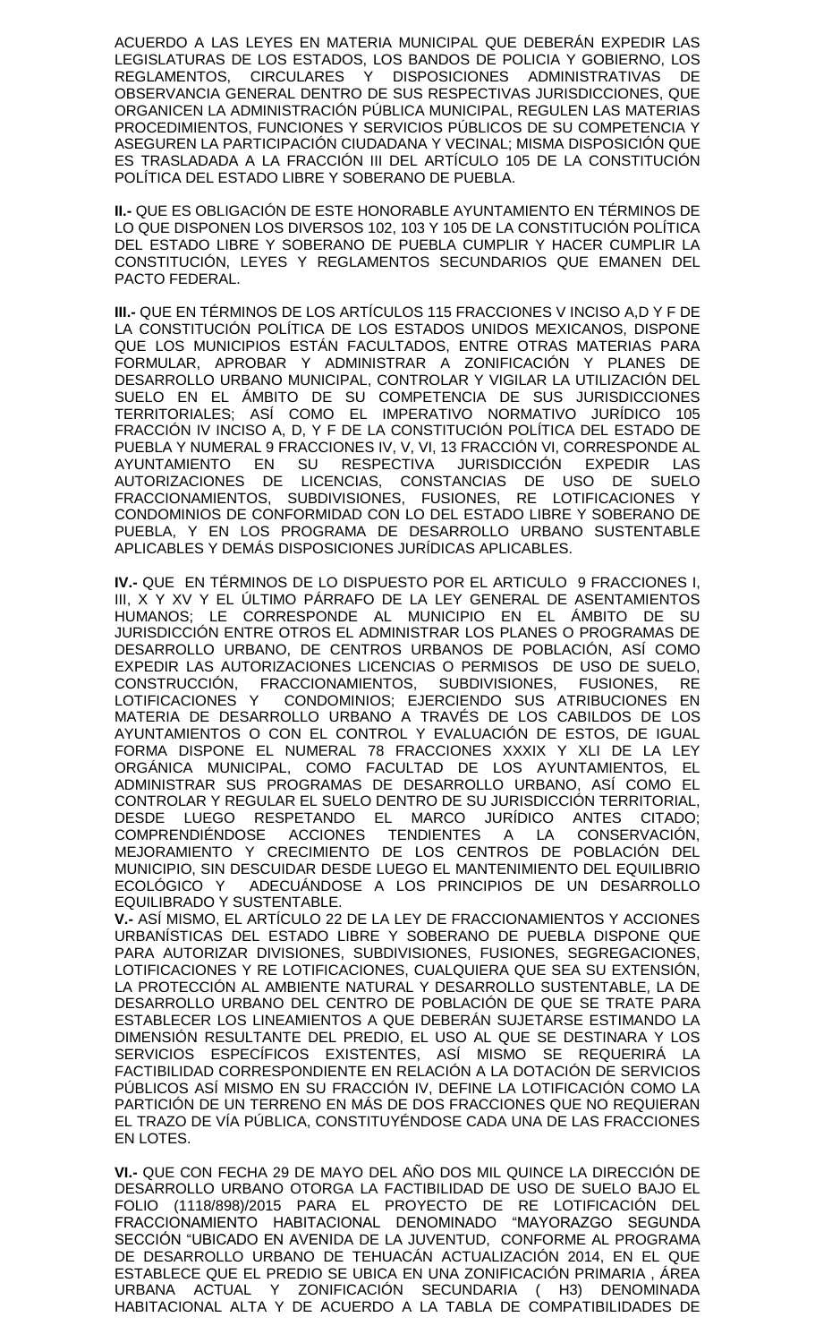ACUERDO A LAS LEYES EN MATERIA MUNICIPAL QUE DEBERÁN EXPEDIR LAS LEGISLATURAS DE LOS ESTADOS, LOS BANDOS DE POLICIA Y GOBIERNO, LOS REGLAMENTOS, CIRCULARES Y DISPOSICIONES ADMINISTRATIVAS DE OBSERVANCIA GENERAL DENTRO DE SUS RESPECTIVAS JURISDICCIONES, QUE ORGANICEN LA ADMINISTRACIÓN PÚBLICA MUNICIPAL, REGULEN LAS MATERIAS PROCEDIMIENTOS, FUNCIONES Y SERVICIOS PÚBLICOS DE SU COMPETENCIA Y ASEGUREN LA PARTICIPACIÓN CIUDADANA Y VECINAL; MISMA DISPOSICIÓN QUE ES TRASLADADA A LA FRACCIÓN III DEL ARTÍCULO 105 DE LA CONSTITUCIÓN POLÍTICA DEL ESTADO LIBRE Y SOBERANO DE PUEBLA.

**II.-** QUE ES OBLIGACIÓN DE ESTE HONORABLE AYUNTAMIENTO EN TÉRMINOS DE LO QUE DISPONEN LOS DIVERSOS 102, 103 Y 105 DE LA CONSTITUCIÓN POLÍTICA DEL ESTADO LIBRE Y SOBERANO DE PUEBLA CUMPLIR Y HACER CUMPLIR LA CONSTITUCIÓN, LEYES Y REGLAMENTOS SECUNDARIOS QUE EMANEN DEL PACTO FEDERAL.

**III.-** QUE EN TÉRMINOS DE LOS ARTÍCULOS 115 FRACCIONES V INCISO A,D Y F DE LA CONSTITUCIÓN POLÍTICA DE LOS ESTADOS UNIDOS MEXICANOS, DISPONE QUE LOS MUNICIPIOS ESTÁN FACULTADOS, ENTRE OTRAS MATERIAS PARA FORMULAR, APROBAR Y ADMINISTRAR A ZONIFICACIÓN Y PLANES DE DESARROLLO URBANO MUNICIPAL, CONTROLAR Y VIGILAR LA UTILIZACIÓN DEL SUELO EN EL ÁMBITO DE SU COMPETENCIA DE SUS JURISDICCIONES TERRITORIALES; ASÍ COMO EL IMPERATIVO NORMATIVO JURÍDICO 105 FRACCIÓN IV INCISO A, D, Y F DE LA CONSTITUCIÓN POLÍTICA DEL ESTADO DE PUEBLA Y NUMERAL 9 FRACCIONES IV, V, VI, 13 FRACCIÓN VI, CORRESPONDE AL AYUNTAMIENTO EN SU RESPECTIVA JURISDICCIÓN EXPEDIR LAS AUTORIZACIONES DE LICENCIAS, CONSTANCIAS DE USO DE SUELO FRACCIONAMIENTOS, SUBDIVISIONES, FUSIONES, RE LOTIFICACIONES Y CONDOMINIOS DE CONFORMIDAD CON LO DEL ESTADO LIBRE Y SOBERANO DE PUEBLA, Y EN LOS PROGRAMA DE DESARROLLO URBANO SUSTENTABLE APLICABLES Y DEMÁS DISPOSICIONES JURÍDICAS APLICABLES.

**IV.-** QUE EN TÉRMINOS DE LO DISPUESTO POR EL ARTICULO 9 FRACCIONES I, III, X Y XV Y EL ÚLTIMO PÁRRAFO DE LA LEY GENERAL DE ASENTAMIENTOS HUMANOS; LE CORRESPONDE AL MUNICIPIO EN EL ÁMBITO DE SU JURISDICCIÓN ENTRE OTROS EL ADMINISTRAR LOS PLANES O PROGRAMAS DE DESARROLLO URBANO, DE CENTROS URBANOS DE POBLACIÓN, ASÍ COMO EXPEDIR LAS AUTORIZACIONES LICENCIAS O PERMISOS DE USO DE SUELO, CONSTRUCCIÓN, FRACCIONAMIENTOS, SUBDIVISIONES, FUSIONES, RE LOTIFICACIONES Y CONDOMINIOS; EJERCIENDO SUS ATRIBUCIONES EN MATERIA DE DESARROLLO URBANO A TRAVÉS DE LOS CABILDOS DE LOS AYUNTAMIENTOS O CON EL CONTROL Y EVALUACIÓN DE ESTOS, DE IGUAL FORMA DISPONE EL NUMERAL 78 FRACCIONES XXXIX Y XLI DE LA LEY ORGÁNICA MUNICIPAL, COMO FACULTAD DE LOS AYUNTAMIENTOS, EL ADMINISTRAR SUS PROGRAMAS DE DESARROLLO URBANO, ASÍ COMO EL CONTROLAR Y REGULAR EL SUELO DENTRO DE SU JURISDICCIÓN TERRITORIAL, DESDE LUEGO RESPETANDO EL MARCO JURÍDICO ANTES CITADO; COMPRENDIÉNDOSE ACCIONES TENDIENTES A LA CONSERVACIÓN, MEJORAMIENTO Y CRECIMIENTO DE LOS CENTROS DE POBLACIÓN DEL MUNICIPIO, SIN DESCUIDAR DESDE LUEGO EL MANTENIMIENTO DEL EQUILIBRIO ECOLÓGICO Y ADECUÁNDOSE A LOS PRINCIPIOS DE UN DESARROLLO EQUILIBRADO Y SUSTENTABLE.

**V.-** ASÍ MISMO, EL ARTÍCULO 22 DE LA LEY DE FRACCIONAMIENTOS Y ACCIONES URBANÍSTICAS DEL ESTADO LIBRE Y SOBERANO DE PUEBLA DISPONE QUE PARA AUTORIZAR DIVISIONES, SUBDIVISIONES, FUSIONES, SEGREGACIONES, LOTIFICACIONES Y RE LOTIFICACIONES, CUALQUIERA QUE SEA SU EXTENSIÓN, LA PROTECCIÓN AL AMBIENTE NATURAL Y DESARROLLO SUSTENTABLE, LA DE DESARROLLO URBANO DEL CENTRO DE POBLACIÓN DE QUE SE TRATE PARA ESTABLECER LOS LINEAMIENTOS A QUE DEBERÁN SUJETARSE ESTIMANDO LA DIMENSIÓN RESULTANTE DEL PREDIO, EL USO AL QUE SE DESTINARA Y LOS SERVICIOS ESPECÍFICOS EXISTENTES, ASÍ MISMO SE REQUERIRÁ LA FACTIBILIDAD CORRESPONDIENTE EN RELACIÓN A LA DOTACIÓN DE SERVICIOS PÚBLICOS ASÍ MISMO EN SU FRACCIÓN IV, DEFINE LA LOTIFICACIÓN COMO LA PARTICIÓN DE UN TERRENO EN MÁS DE DOS FRACCIONES QUE NO REQUIERAN EL TRAZO DE VÍA PÚBLICA, CONSTITUYÉNDOSE CADA UNA DE LAS FRACCIONES EN LOTES.

**VI.-** QUE CON FECHA 29 DE MAYO DEL AÑO DOS MIL QUINCE LA DIRECCIÓN DE DESARROLLO URBANO OTORGA LA FACTIBILIDAD DE USO DE SUELO BAJO EL FOLIO (1118/898)/2015 PARA EL PROYECTO DE RE LOTIFICACIÓN DEL FRACCIONAMIENTO HABITACIONAL DENOMINADO "MAYORAZGO SEGUNDA SECCIÓN "UBICADO EN AVENIDA DE LA JUVENTUD, CONFORME AL PROGRAMA DE DESARROLLO URBANO DE TEHUACÁN ACTUALIZACIÓN 2014, EN EL QUE ESTABLECE QUE EL PREDIO SE UBICA EN UNA ZONIFICACIÓN PRIMARIA , ÁREA URBANA ACTUAL Y ZONIFICACIÓN SECUNDARIA ( H3) DENOMINADA HABITACIONAL ALTA Y DE ACUERDO A LA TABLA DE COMPATIBILIDADES DE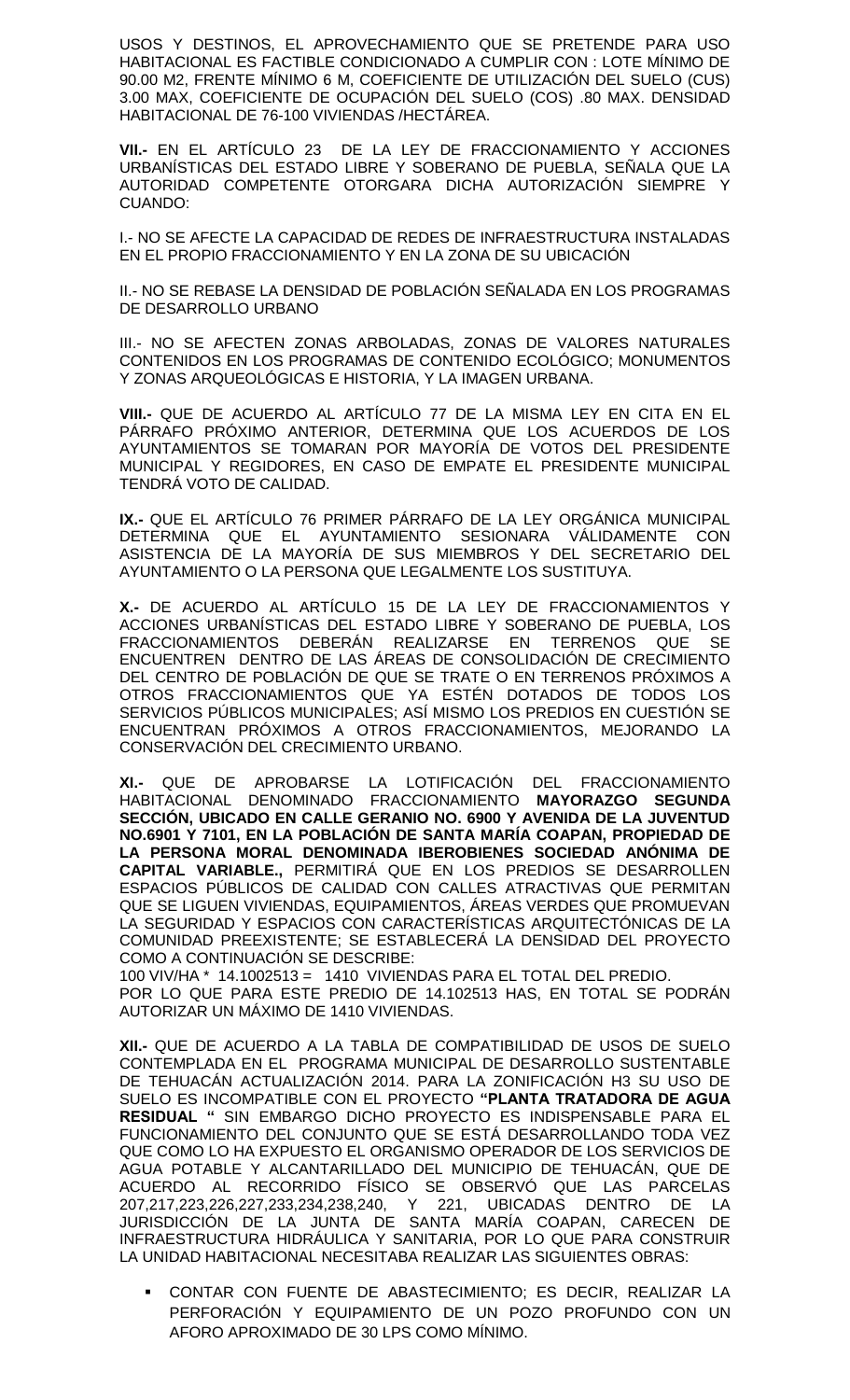USOS Y DESTINOS, EL APROVECHAMIENTO QUE SE PRETENDE PARA USO HABITACIONAL ES FACTIBLE CONDICIONADO A CUMPLIR CON : LOTE MÍNIMO DE 90.00 M2, FRENTE MÍNIMO 6 M, COEFICIENTE DE UTILIZACIÓN DEL SUELO (CUS) 3.00 MAX, COEFICIENTE DE OCUPACIÓN DEL SUELO (COS) .80 MAX. DENSIDAD HABITACIONAL DE 76-100 VIVIENDAS /HECTÁREA.

**VII.-** EN EL ARTÍCULO 23 DE LA LEY DE FRACCIONAMIENTO Y ACCIONES URBANÍSTICAS DEL ESTADO LIBRE Y SOBERANO DE PUEBLA, SEÑALA QUE LA AUTORIDAD COMPETENTE OTORGARA DICHA AUTORIZACIÓN SIEMPRE Y CUANDO:

I.- NO SE AFECTE LA CAPACIDAD DE REDES DE INFRAESTRUCTURA INSTALADAS EN EL PROPIO FRACCIONAMIENTO Y EN LA ZONA DE SU UBICACIÓN

II.- NO SE REBASE LA DENSIDAD DE POBLACIÓN SEÑALADA EN LOS PROGRAMAS DE DESARROLLO URBANO

III.- NO SE AFECTEN ZONAS ARBOLADAS, ZONAS DE VALORES NATURALES CONTENIDOS EN LOS PROGRAMAS DE CONTENIDO ECOLÓGICO; MONUMENTOS Y ZONAS ARQUEOLÓGICAS E HISTORIA, Y LA IMAGEN URBANA.

**VIII.-** QUE DE ACUERDO AL ARTÍCULO 77 DE LA MISMA LEY EN CITA EN EL PÁRRAFO PRÓXIMO ANTERIOR, DETERMINA QUE LOS ACUERDOS DE LOS AYUNTAMIENTOS SE TOMARAN POR MAYORÍA DE VOTOS DEL PRESIDENTE MUNICIPAL Y REGIDORES, EN CASO DE EMPATE EL PRESIDENTE MUNICIPAL TENDRÁ VOTO DE CALIDAD.

**IX.-** QUE EL ARTÍCULO 76 PRIMER PÁRRAFO DE LA LEY ORGÁNICA MUNICIPAL DETERMINA QUE EL AYUNTAMIENTO SESIONARA VÁLIDAMENTE CON ASISTENCIA DE LA MAYORÍA DE SUS MIEMBROS Y DEL SECRETARIO DEL AYUNTAMIENTO O LA PERSONA QUE LEGALMENTE LOS SUSTITUYA.

**X.-** DE ACUERDO AL ARTÍCULO 15 DE LA LEY DE FRACCIONAMIENTOS Y ACCIONES URBANÍSTICAS DEL ESTADO LIBRE Y SOBERANO DE PUEBLA, LOS FRACCIONAMIENTOS DEBERÁN REALIZARSE EN TERRENOS QUE SE ENCUENTREN DENTRO DE LAS ÁREAS DE CONSOLIDACIÓN DE CRECIMIENTO DEL CENTRO DE POBLACIÓN DE QUE SE TRATE O EN TERRENOS PRÓXIMOS A OTROS FRACCIONAMIENTOS QUE YA ESTÉN DOTADOS DE TODOS LOS SERVICIOS PÚBLICOS MUNICIPALES; ASÍ MISMO LOS PREDIOS EN CUESTIÓN SE ENCUENTRAN PRÓXIMOS A OTROS FRACCIONAMIENTOS, MEJORANDO LA CONSERVACIÓN DEL CRECIMIENTO URBANO.

**XI.-** QUE DE APROBARSE LA LOTIFICACIÓN DEL FRACCIONAMIENTO HABITACIONAL DENOMINADO FRACCIONAMIENTO **MAYORAZGO SEGUNDA SECCIÓN, UBICADO EN CALLE GERANIO NO. 6900 Y AVENIDA DE LA JUVENTUD NO.6901 Y 7101, EN LA POBLACIÓN DE SANTA MARÍA COAPAN, PROPIEDAD DE LA PERSONA MORAL DENOMINADA IBEROBIENES SOCIEDAD ANÓNIMA DE CAPITAL VARIABLE.,** PERMITIRÁ QUE EN LOS PREDIOS SE DESARROLLEN ESPACIOS PÚBLICOS DE CALIDAD CON CALLES ATRACTIVAS QUE PERMITAN QUE SE LIGUEN VIVIENDAS, EQUIPAMIENTOS, ÁREAS VERDES QUE PROMUEVAN LA SEGURIDAD Y ESPACIOS CON CARACTERÍSTICAS ARQUITECTÓNICAS DE LA COMUNIDAD PREEXISTENTE; SE ESTABLECERÁ LA DENSIDAD DEL PROYECTO COMO A CONTINUACIÓN SE DESCRIBE:
100 VIV/HA * 14.1002513 = 1410 VIVIENDAS PARA EL TOTAL DEL PREDIO.
POR LO QUE PARA ESTE PREDIO DE 14.102513 HAS, EN TOTAL SE PODRÁN AUTORIZAR UN MÁXIMO DE 1410 VIVIENDAS.

**XII.-** QUE DE ACUERDO A LA TABLA DE COMPATIBILIDAD DE USOS DE SUELO CONTEMPLADA EN EL PROGRAMA MUNICIPAL DE DESARROLLO SUSTENTABLE DE TEHUACÁN ACTUALIZACIÓN 2014. PARA LA ZONIFICACIÓN H3 SU USO DE SUELO ES INCOMPATIBLE CON EL PROYECTO **"PLANTA TRATADORA DE AGUA RESIDUAL "** SIN EMBARGO DICHO PROYECTO ES INDISPENSABLE PARA EL FUNCIONAMIENTO DEL CONJUNTO QUE SE ESTÁ DESARROLLANDO TODA VEZ QUE COMO LO HA EXPUESTO EL ORGANISMO OPERADOR DE LOS SERVICIOS DE AGUA POTABLE Y ALCANTARILLADO DEL MUNICIPIO DE TEHUACÁN, QUE DE ACUERDO AL RECORRIDO FÍSICO SE OBSERVÓ QUE LAS PARCELAS 207,217,223,226,227,233,234,238,240, Y 221, UBICADAS DENTRO DE LA JURISDICCIÓN DE LA JUNTA DE SANTA MARÍA COAPAN, CARECEN DE INFRAESTRUCTURA HIDRÁULICA Y SANITARIA, POR LO QUE PARA CONSTRUIR LA UNIDAD HABITACIONAL NECESITABA REALIZAR LAS SIGUIENTES OBRAS:

- CONTAR CON FUENTE DE ABASTECIMIENTO; ES DECIR, REALIZAR LA PERFORACIÓN Y EQUIPAMIENTO DE UN POZO PROFUNDO CON UN AFORO APROXIMADO DE 30 LPS COMO MÍNIMO.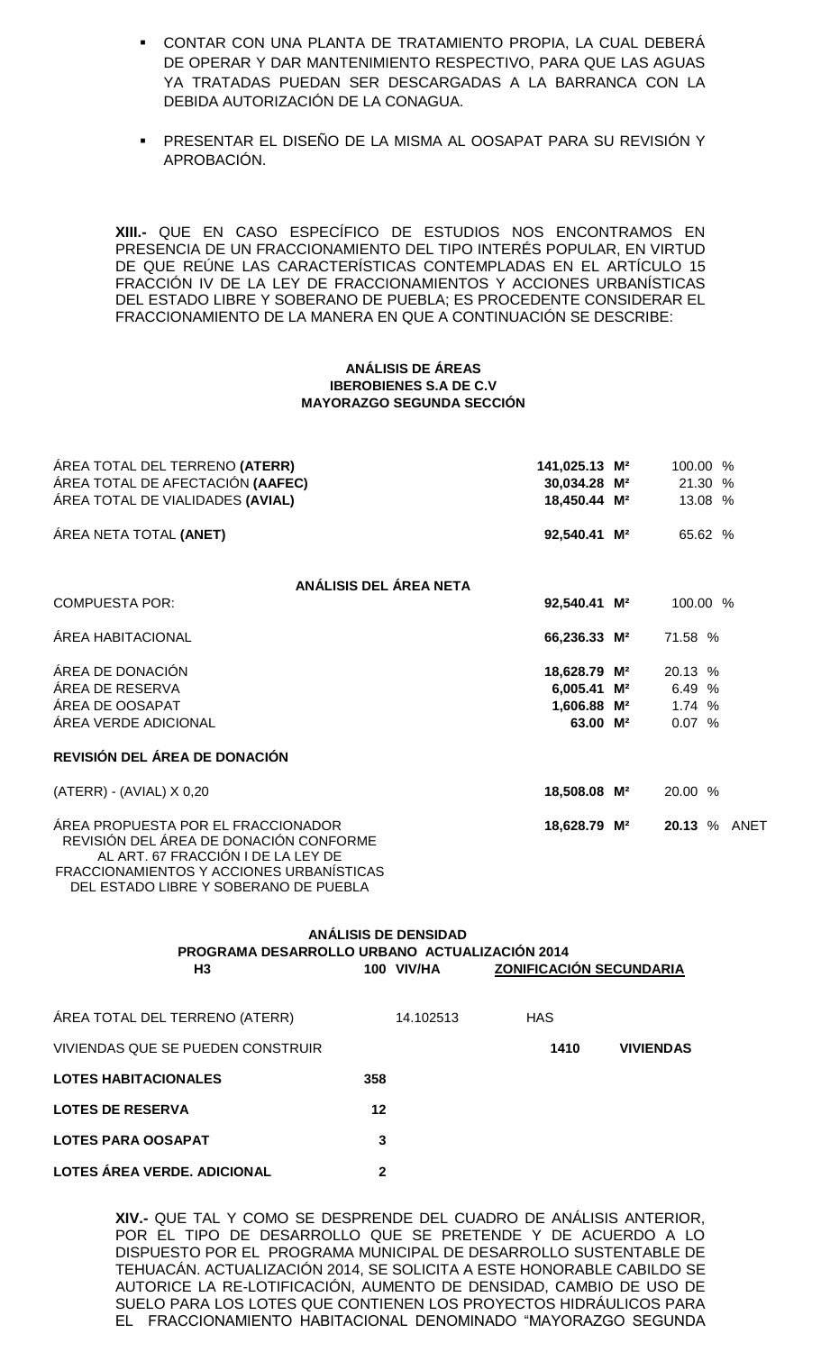- CONTAR CON UNA PLANTA DE TRATAMIENTO PROPIA, LA CUAL DEBERÁ DE OPERAR Y DAR MANTENIMIENTO RESPECTIVO, PARA QUE LAS AGUAS YA TRATADAS PUEDAN SER DESCARGADAS A LA BARRANCA CON LA DEBIDA AUTORIZACIÓN DE LA CONAGUA.

- PRESENTAR EL DISEÑO DE LA MISMA AL OOSAPAT PARA SU REVISIÓN Y APROBACIÓN.

**XIII.-** QUE EN CASO ESPECÍFICO DE ESTUDIOS NOS ENCONTRAMOS EN PRESENCIA DE UN FRACCIONAMIENTO DEL TIPO INTERÉS POPULAR, EN VIRTUD DE QUE REÚNE LAS CARACTERÍSTICAS CONTEMPLADAS EN EL ARTÍCULO 15 FRACCIÓN IV DE LA LEY DE FRACCIONAMIENTOS Y ACCIONES URBANÍSTICAS DEL ESTADO LIBRE Y SOBERANO DE PUEBLA; ES PROCEDENTE CONSIDERAR EL FRACCIONAMIENTO DE LA MANERA EN QUE A CONTINUACIÓN SE DESCRIBE:

**ANÁLISIS DE ÁREAS**
**IBEROBIENES S.A DE C.V**
**MAYORAZGO SEGUNDA SECCIÓN**

| | | |
|---|---|---|
| ÁREA TOTAL DEL TERRENO **(ATERR)** | **141,025.13 M²** | 100.00 % |
| ÁREA TOTAL DE AFECTACIÓN **(AAFEC)** | **30,034.28 M²** | 21.30 % |
| ÁREA TOTAL DE VIALIDADES **(AVIAL)** | **18,450.44 M²** | 13.08 % |
| ÁREA NETA TOTAL **(ANET)** | **92,540.41 M²** | 65.62 % |

**ANÁLISIS DEL ÁREA NETA**

| | | |
|---|---|---|
| COMPUESTA POR: | **92,540.41 M²** | 100.00 % |
| ÁREA HABITACIONAL | **66,236.33 M²** | 71.58 % |
| ÁREA DE DONACIÓN | **18,628.79 M²** | 20.13 % |
| ÁREA DE RESERVA | **6,005.41 M²** | 6.49 % |
| ÁREA DE OOSAPAT | **1,606.88 M²** | 1.74 % |
| ÁREA VERDE ADICIONAL | **63.00 M²** | 0.07 % |

**REVISIÓN DEL ÁREA DE DONACIÓN**

| | | |
|---|---|---|
| (ATERR) - (AVIAL) X 0,20 | **18,508.08 M²** | 20.00 % |
| ÁREA PROPUESTA POR EL FRACCIONADOR REVISIÓN DEL ÁREA DE DONACIÓN CONFORME AL ART. 67 FRACCIÓN I DE LA LEY DE FRACCIONAMIENTOS Y ACCIONES URBANÍSTICAS DEL ESTADO LIBRE Y SOBERANO DE PUEBLA | **18,628.79 M²** | **20.13** % ANET |

**ANÁLISIS DE DENSIDAD**
**PROGRAMA DESARROLLO URBANO ACTUALIZACIÓN 2014**

| **H3** | **100 VIV/HA** | **ZONIFICACIÓN SECUNDARIA** | |
|---|---|---|---|
| ÁREA TOTAL DEL TERRENO (ATERR) | 14.102513 | HAS | |
| VIVIENDAS QUE SE PUEDEN CONSTRUIR | | **1410** | **VIVIENDAS** |
| **LOTES HABITACIONALES** | **358** | | |
| **LOTES DE RESERVA** | **12** | | |
| **LOTES PARA OOSAPAT** | **3** | | |
| **LOTES ÁREA VERDE. ADICIONAL** | **2** | | |

**XIV.-** QUE TAL Y COMO SE DESPRENDE DEL CUADRO DE ANÁLISIS ANTERIOR, POR EL TIPO DE DESARROLLO QUE SE PRETENDE Y DE ACUERDO A LO DISPUESTO POR EL PROGRAMA MUNICIPAL DE DESARROLLO SUSTENTABLE DE TEHUACÁN. ACTUALIZACIÓN 2014, SE SOLICITA A ESTE HONORABLE CABILDO SE AUTORICE LA RE-LOTIFICACIÓN, AUMENTO DE DENSIDAD, CAMBIO DE USO DE SUELO PARA LOS LOTES QUE CONTIENEN LOS PROYECTOS HIDRÁULICOS PARA EL FRACCIONAMIENTO HABITACIONAL DENOMINADO "MAYORAZGO SEGUNDA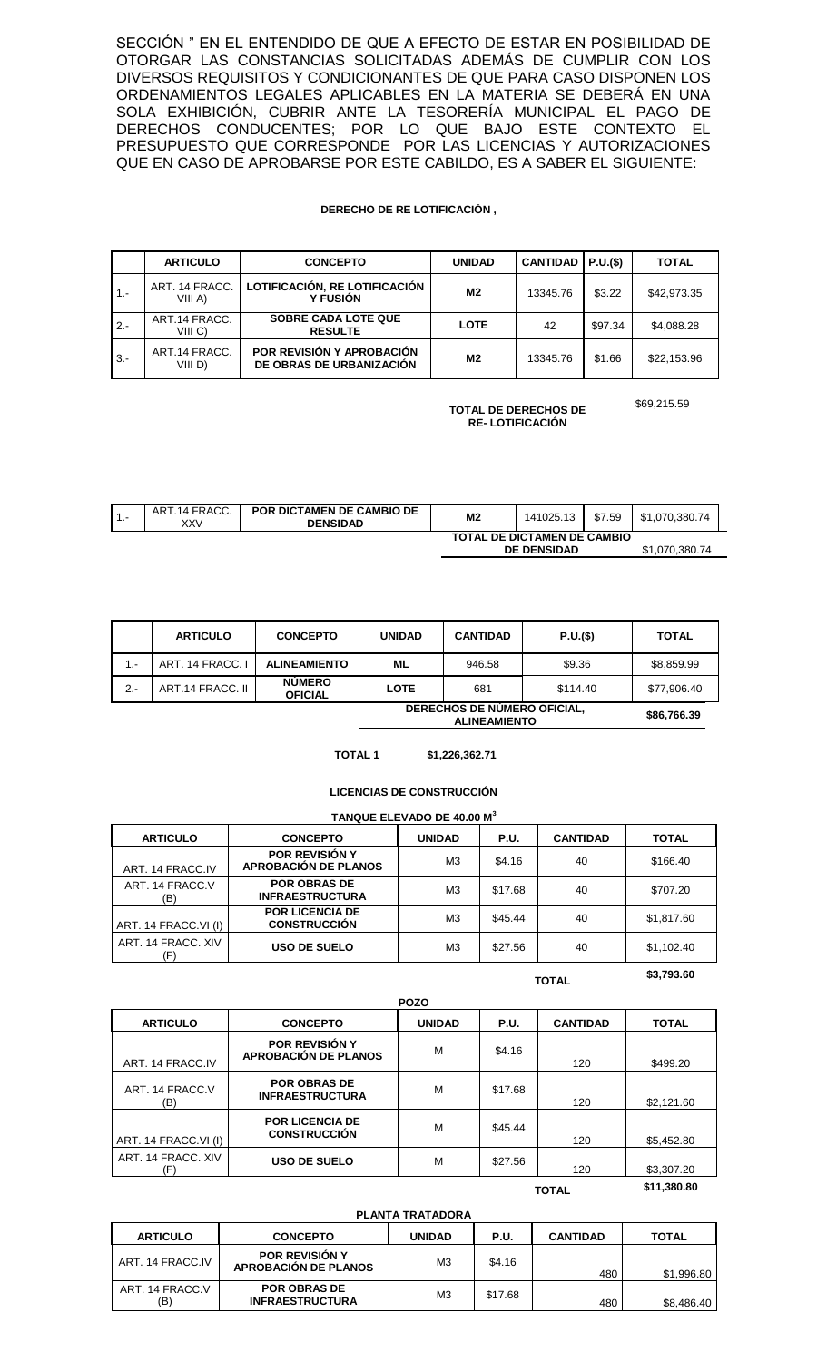SECCIÓN " EN EL ENTENDIDO DE QUE A EFECTO DE ESTAR EN POSIBILIDAD DE OTORGAR LAS CONSTANCIAS SOLICITADAS ADEMÁS DE CUMPLIR CON LOS DIVERSOS REQUISITOS Y CONDICIONANTES DE QUE PARA CASO DISPONEN LOS ORDENAMIENTOS LEGALES APLICABLES EN LA MATERIA SE DEBERÁ EN UNA SOLA EXHIBICIÓN, CUBRIR ANTE LA TESORERÍA MUNICIPAL EL PAGO DE DERECHOS CONDUCENTES; POR LO QUE BAJO ESTE CONTEXTO EL PRESUPUESTO QUE CORRESPONDE POR LAS LICENCIAS Y AUTORIZACIONES QUE EN CASO DE APROBARSE POR ESTE CABILDO, ES A SABER EL SIGUIENTE:

**DERECHO DE RE LOTIFICACIÓN ,**

| | ARTICULO | CONCEPTO | UNIDAD | CANTIDAD | P.U.($) | TOTAL |
|---|---|---|---|---|---|---|
| 1.- | ART. 14 FRACC. VIII A) | LOTIFICACIÓN, RE LOTIFICACIÓN Y FUSIÓN | M2 | 13345.76 | $3.22 | $42,973.35 |
| 2.- | ART.14 FRACC. VIII C) | SOBRE CADA LOTE QUE RESULTE | LOTE | 42 | $97.34 | $4,088.28 |
| 3.- | ART.14 FRACC. VIII D) | POR REVISIÓN Y APROBACIÓN DE OBRAS DE URBANIZACIÓN | M2 | 13345.76 | $1.66 | $22,153.96 |

**TOTAL DE DERECHOS DE RE- LOTIFICACIÓN** $69,215.59

| | ARTICULO | CONCEPTO | UNIDAD | CANTIDAD | P.U.($) | TOTAL |
|---|---|---|---|---|---|---|
| 1.- | ART.14 FRACC. XXV | POR DICTAMEN DE CAMBIO DE DENSIDAD | M2 | 141025.13 | $7.59 | $1,070,380.74 |
| | | | TOTAL DE DICTAMEN DE CAMBIO DE DENSIDAD | | | $1,070,380.74 |

| | ARTICULO | CONCEPTO | UNIDAD | CANTIDAD | P.U.($) | TOTAL |
|---|---|---|---|---|---|---|
| 1.- | ART. 14 FRACC. I | ALINEAMIENTO | ML | 946.58 | $9.36 | $8,859.99 |
| 2.- | ART.14 FRACC. II | NÚMERO OFICIAL | LOTE | 681 | $114.40 | $77,906.40 |
| | | | DERECHOS DE NÚMERO OFICIAL, ALINEAMIENTO | | | $86,766.39 |

**TOTAL 1 $1,226,362.71**

**LICENCIAS DE CONSTRUCCIÓN**

**TANQUE ELEVADO DE 40.00 M³**

| ARTICULO | CONCEPTO | UNIDAD | P.U. | CANTIDAD | TOTAL |
|---|---|---|---|---|---|
| ART. 14 FRACC.IV | POR REVISIÓN Y APROBACIÓN DE PLANOS | M3 | $4.16 | 40 | $166.40 |
| ART. 14 FRACC.V (B) | POR OBRAS DE INFRAESTRUCTURA | M3 | $17.68 | 40 | $707.20 |
| ART. 14 FRACC.VI (I) | POR LICENCIA DE CONSTRUCCIÓN | M3 | $45.44 | 40 | $1,817.60 |
| ART. 14 FRACC. XIV (F) | USO DE SUELO | M3 | $27.56 | 40 | $1,102.40 |
| | | | | **TOTAL** | **$3,793.60** |

**POZO**

| ARTICULO | CONCEPTO | UNIDAD | P.U. | CANTIDAD | TOTAL |
|---|---|---|---|---|---|
| ART. 14 FRACC.IV | POR REVISIÓN Y APROBACIÓN DE PLANOS | M | $4.16 | 120 | $499.20 |
| ART. 14 FRACC.V (B) | POR OBRAS DE INFRAESTRUCTURA | M | $17.68 | 120 | $2,121.60 |
| ART. 14 FRACC.VI (I) | POR LICENCIA DE CONSTRUCCIÓN | M | $45.44 | 120 | $5,452.80 |
| ART. 14 FRACC. XIV (F) | USO DE SUELO | M | $27.56 | 120 | $3,307.20 |
| | | | | **TOTAL** | **$11,380.80** |

**PLANTA TRATADORA**

| ARTICULO | CONCEPTO | UNIDAD | P.U. | CANTIDAD | TOTAL |
|---|---|---|---|---|---|
| ART. 14 FRACC.IV | POR REVISIÓN Y APROBACIÓN DE PLANOS | M3 | $4.16 | 480 | $1,996.80 |
| ART. 14 FRACC.V (B) | POR OBRAS DE INFRAESTRUCTURA | M3 | $17.68 | 480 | $8,486.40 |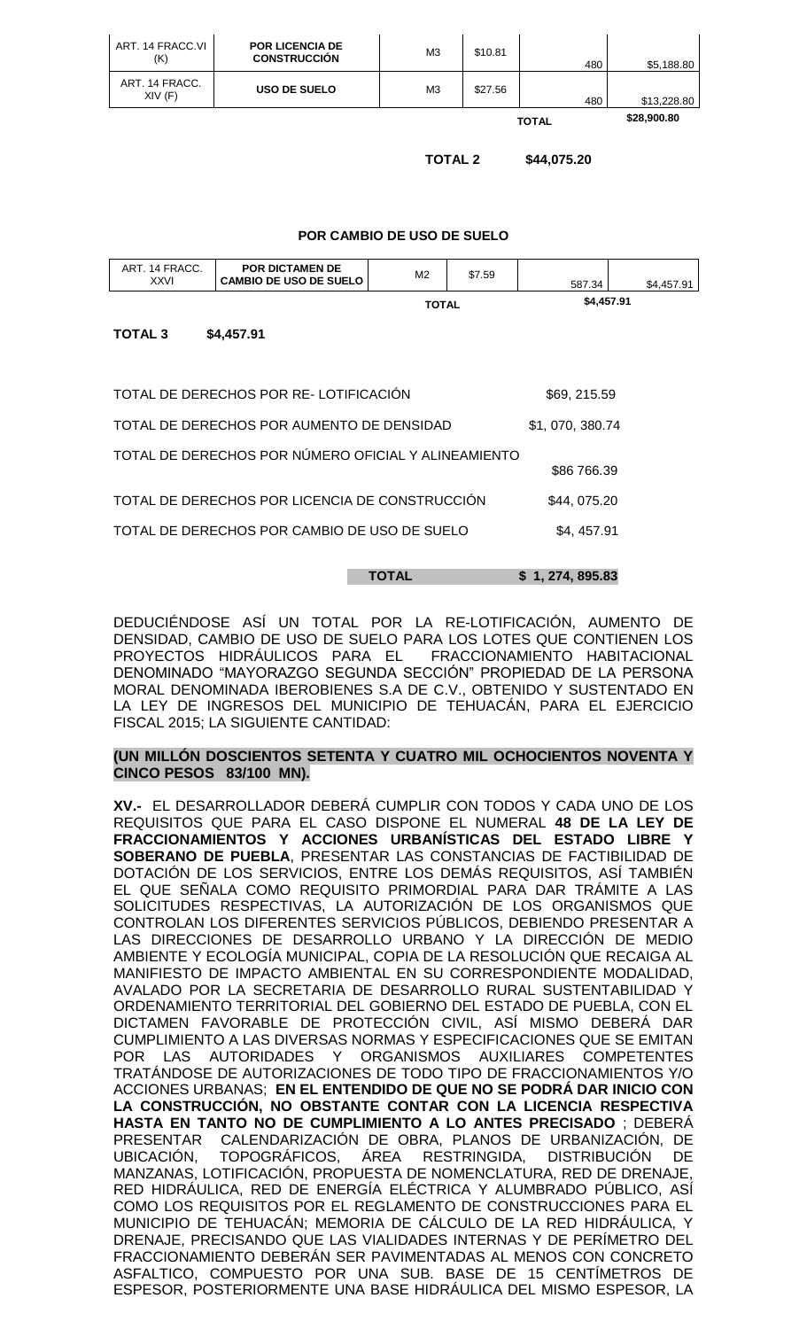| ART. 14 FRACC.VI (K) | **POR LICENCIA DE CONSTRUCCIÓN** | M3 | $10.81 | 480 | $5,188.80 |
|---|---|---|---|---|---|
| ART. 14 FRACC. XIV (F) | **USO DE SUELO** | M3 | $27.56 | 480 | $13,228.80 |
| | | | | **TOTAL** | **$28,900.80** |

**TOTAL 2** **$44,075.20**

**POR CAMBIO DE USO DE SUELO**

| ART. 14 FRACC. XXVI | **POR DICTAMEN DE CAMBIO DE USO DE SUELO** | M2 | $7.59 | 587.34 | $4,457.91 |
|---|---|---|---|---|---|
| | | **TOTAL** | | **$4,457.91** | |

**TOTAL 3** **$4,457.91**

| | |
|---|---|
| TOTAL DE DERECHOS POR RE- LOTIFICACIÓN | $69, 215.59 |
| TOTAL DE DERECHOS POR AUMENTO DE DENSIDAD | $1, 070, 380.74 |
| TOTAL DE DERECHOS POR NÚMERO OFICIAL Y ALINEAMIENTO | $86 766.39 |
| TOTAL DE DERECHOS POR LICENCIA DE CONSTRUCCIÓN | $44, 075.20 |
| TOTAL DE DERECHOS POR CAMBIO DE USO DE SUELO | $4, 457.91 |
| **TOTAL** | **$ 1, 274, 895.83** |

DEDUCIÉNDOSE ASÍ UN TOTAL POR LA RE-LOTIFICACIÓN, AUMENTO DE DENSIDAD, CAMBIO DE USO DE SUELO PARA LOS LOTES QUE CONTIENEN LOS PROYECTOS HIDRÁULICOS PARA EL FRACCIONAMIENTO HABITACIONAL DENOMINADO "MAYORAZGO SEGUNDA SECCIÓN" PROPIEDAD DE LA PERSONA MORAL DENOMINADA IBEROBIENES S.A DE C.V., OBTENIDO Y SUSTENTADO EN LA LEY DE INGRESOS DEL MUNICIPIO DE TEHUACÁN, PARA EL EJERCICIO FISCAL 2015; LA SIGUIENTE CANTIDAD:

**(UN MILLÓN DOSCIENTOS SETENTA Y CUATRO MIL OCHOCIENTOS NOVENTA Y CINCO PESOS 83/100 MN).**

**XV.-** EL DESARROLLADOR DEBERÁ CUMPLIR CON TODOS Y CADA UNO DE LOS REQUISITOS QUE PARA EL CASO DISPONE EL NUMERAL **48 DE LA LEY DE FRACCIONAMIENTOS Y ACCIONES URBANÍSTICAS DEL ESTADO LIBRE Y SOBERANO DE PUEBLA**, PRESENTAR LAS CONSTANCIAS DE FACTIBILIDAD DE DOTACIÓN DE LOS SERVICIOS, ENTRE LOS DEMÁS REQUISITOS, ASÍ TAMBIÉN EL QUE SEÑALA COMO REQUISITO PRIMORDIAL PARA DAR TRÁMITE A LAS SOLICITUDES RESPECTIVAS, LA AUTORIZACIÓN DE LOS ORGANISMOS QUE CONTROLAN LOS DIFERENTES SERVICIOS PÚBLICOS, DEBIENDO PRESENTAR A LAS DIRECCIONES DE DESARROLLO URBANO Y LA DIRECCIÓN DE MEDIO AMBIENTE Y ECOLOGÍA MUNICIPAL, COPIA DE LA RESOLUCIÓN QUE RECAIGA AL MANIFIESTO DE IMPACTO AMBIENTAL EN SU CORRESPONDIENTE MODALIDAD, AVALADO POR LA SECRETARIA DE DESARROLLO RURAL SUSTENTABILIDAD Y ORDENAMIENTO TERRITORIAL DEL GOBIERNO DEL ESTADO DE PUEBLA, CON EL DICTAMEN FAVORABLE DE PROTECCIÓN CIVIL, ASÍ MISMO DEBERÁ DAR CUMPLIMIENTO A LAS DIVERSAS NORMAS Y ESPECIFICACIONES QUE SE EMITAN POR LAS AUTORIDADES Y ORGANISMOS AUXILIARES COMPETENTES TRATÁNDOSE DE AUTORIZACIONES DE TODO TIPO DE FRACCIONAMIENTOS Y/O ACCIONES URBANAS; **EN EL ENTENDIDO DE QUE NO SE PODRÁ DAR INICIO CON LA CONSTRUCCIÓN, NO OBSTANTE CONTAR CON LA LICENCIA RESPECTIVA HASTA EN TANTO NO DE CUMPLIMIENTO A LO ANTES PRECISADO** ; DEBERÁ PRESENTAR CALENDARIZACIÓN DE OBRA, PLANOS DE URBANIZACIÓN, DE UBICACIÓN, TOPOGRÁFICOS, ÁREA RESTRINGIDA, DISTRIBUCIÓN DE MANZANAS, LOTIFICACIÓN, PROPUESTA DE NOMENCLATURA, RED DE DRENAJE, RED HIDRÁULICA, RED DE ENERGÍA ELÉCTRICA Y ALUMBRADO PÚBLICO, ASÍ COMO LOS REQUISITOS POR EL REGLAMENTO DE CONSTRUCCIONES PARA EL MUNICIPIO DE TEHUACÁN; MEMORIA DE CÁLCULO DE LA RED HIDRÁULICA, Y DRENAJE, PRECISANDO QUE LAS VIALIDADES INTERNAS Y DE PERÍMETRO DEL FRACCIONAMIENTO DEBERÁN SER PAVIMENTADAS AL MENOS CON CONCRETO ASFALTICO, COMPUESTO POR UNA SUB. BASE DE 15 CENTÍMETROS DE ESPESOR, POSTERIORMENTE UNA BASE HIDRÁULICA DEL MISMO ESPESOR, LA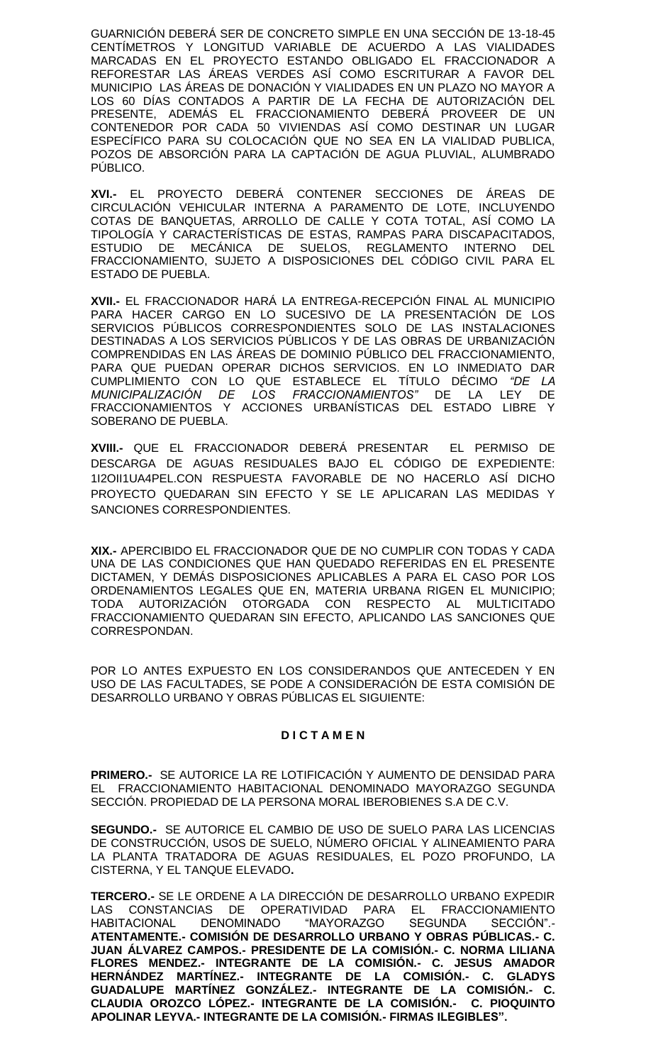GUARNICIÓN DEBERÁ SER DE CONCRETO SIMPLE EN UNA SECCIÓN DE 13-18-45 CENTÍMETROS Y LONGITUD VARIABLE DE ACUERDO A LAS VIALIDADES MARCADAS EN EL PROYECTO ESTANDO OBLIGADO EL FRACCIONADOR A REFORESTAR LAS ÁREAS VERDES ASÍ COMO ESCRITURAR A FAVOR DEL MUNICIPIO LAS ÁREAS DE DONACIÓN Y VIALIDADES EN UN PLAZO NO MAYOR A LOS 60 DÍAS CONTADOS A PARTIR DE LA FECHA DE AUTORIZACIÓN DEL PRESENTE, ADEMÁS EL FRACCIONAMIENTO DEBERÁ PROVEER DE UN CONTENEDOR POR CADA 50 VIVIENDAS ASÍ COMO DESTINAR UN LUGAR ESPECÍFICO PARA SU COLOCACIÓN QUE NO SEA EN LA VIALIDAD PUBLICA, POZOS DE ABSORCIÓN PARA LA CAPTACIÓN DE AGUA PLUVIAL, ALUMBRADO PÚBLICO.

**XVI.-** EL PROYECTO DEBERÁ CONTENER SECCIONES DE ÁREAS DE CIRCULACIÓN VEHICULAR INTERNA A PARAMENTO DE LOTE, INCLUYENDO COTAS DE BANQUETAS, ARROLLO DE CALLE Y COTA TOTAL, ASÍ COMO LA TIPOLOGÍA Y CARACTERÍSTICAS DE ESTAS, RAMPAS PARA DISCAPACITADOS, ESTUDIO DE MECÁNICA DE SUELOS, REGLAMENTO INTERNO DEL FRACCIONAMIENTO, SUJETO A DISPOSICIONES DEL CÓDIGO CIVIL PARA EL ESTADO DE PUEBLA.

**XVII.-** EL FRACCIONADOR HARÁ LA ENTREGA-RECEPCIÓN FINAL AL MUNICIPIO PARA HACER CARGO EN LO SUCESIVO DE LA PRESENTACIÓN DE LOS SERVICIOS PÚBLICOS CORRESPONDIENTES SOLO DE LAS INSTALACIONES DESTINADAS A LOS SERVICIOS PÚBLICOS Y DE LAS OBRAS DE URBANIZACIÓN COMPRENDIDAS EN LAS ÁREAS DE DOMINIO PÚBLICO DEL FRACCIONAMIENTO, PARA QUE PUEDAN OPERAR DICHOS SERVICIOS. EN LO INMEDIATO DAR CUMPLIMIENTO CON LO QUE ESTABLECE EL TÍTULO DÉCIMO *"DE LA MUNICIPALIZACIÓN DE LOS FRACCIONAMIENTOS"* DE LA LEY DE FRACCIONAMIENTOS Y ACCIONES URBANÍSTICAS DEL ESTADO LIBRE Y SOBERANO DE PUEBLA.

**XVIII.-** QUE EL FRACCIONADOR DEBERÁ PRESENTAR EL PERMISO DE DESCARGA DE AGUAS RESIDUALES BAJO EL CÓDIGO DE EXPEDIENTE: 1I2OII1UA4PEL.CON RESPUESTA FAVORABLE DE NO HACERLO ASÍ DICHO PROYECTO QUEDARAN SIN EFECTO Y SE LE APLICARAN LAS MEDIDAS Y SANCIONES CORRESPONDIENTES.

**XIX.-** APERCIBIDO EL FRACCIONADOR QUE DE NO CUMPLIR CON TODAS Y CADA UNA DE LAS CONDICIONES QUE HAN QUEDADO REFERIDAS EN EL PRESENTE DICTAMEN, Y DEMÁS DISPOSICIONES APLICABLES A PARA EL CASO POR LOS ORDENAMIENTOS LEGALES QUE EN, MATERIA URBANA RIGEN EL MUNICIPIO; TODA AUTORIZACIÓN OTORGADA CON RESPECTO AL MULTICITADO FRACCIONAMIENTO QUEDARAN SIN EFECTO, APLICANDO LAS SANCIONES QUE CORRESPONDAN.

POR LO ANTES EXPUESTO EN LOS CONSIDERANDOS QUE ANTECEDEN Y EN USO DE LAS FACULTADES, SE PODE A CONSIDERACIÓN DE ESTA COMISIÓN DE DESARROLLO URBANO Y OBRAS PÚBLICAS EL SIGUIENTE:

**D I C T A M E N**

**PRIMERO.-** SE AUTORICE LA RE LOTIFICACIÓN Y AUMENTO DE DENSIDAD PARA EL FRACCIONAMIENTO HABITACIONAL DENOMINADO MAYORAZGO SEGUNDA SECCIÓN. PROPIEDAD DE LA PERSONA MORAL IBEROBIENES S.A DE C.V.

**SEGUNDO.-** SE AUTORICE EL CAMBIO DE USO DE SUELO PARA LAS LICENCIAS DE CONSTRUCCIÓN, USOS DE SUELO, NÚMERO OFICIAL Y ALINEAMIENTO PARA LA PLANTA TRATADORA DE AGUAS RESIDUALES, EL POZO PROFUNDO, LA CISTERNA, Y EL TANQUE ELEVADO**.**

**TERCERO.-** SE LE ORDENE A LA DIRECCIÓN DE DESARROLLO URBANO EXPEDIR LAS CONSTANCIAS DE OPERATIVIDAD PARA EL FRACCIONAMIENTO HABITACIONAL DENOMINADO "MAYORAZGO SEGUNDA SECCIÓN".- **ATENTAMENTE.- COMISIÓN DE DESARROLLO URBANO Y OBRAS PÚBLICAS.- C. JUAN ÁLVAREZ CAMPOS.- PRESIDENTE DE LA COMISIÓN.- C. NORMA LILIANA FLORES MENDEZ.- INTEGRANTE DE LA COMISIÓN.- C. JESUS AMADOR HERNÁNDEZ MARTÍNEZ.- INTEGRANTE DE LA COMISIÓN.- C. GLADYS GUADALUPE MARTÍNEZ GONZÁLEZ.- INTEGRANTE DE LA COMISIÓN.- C. CLAUDIA OROZCO LÓPEZ.- INTEGRANTE DE LA COMISIÓN.- C. PIOQUINTO APOLINAR LEYVA.- INTEGRANTE DE LA COMISIÓN.- FIRMAS ILEGIBLES".**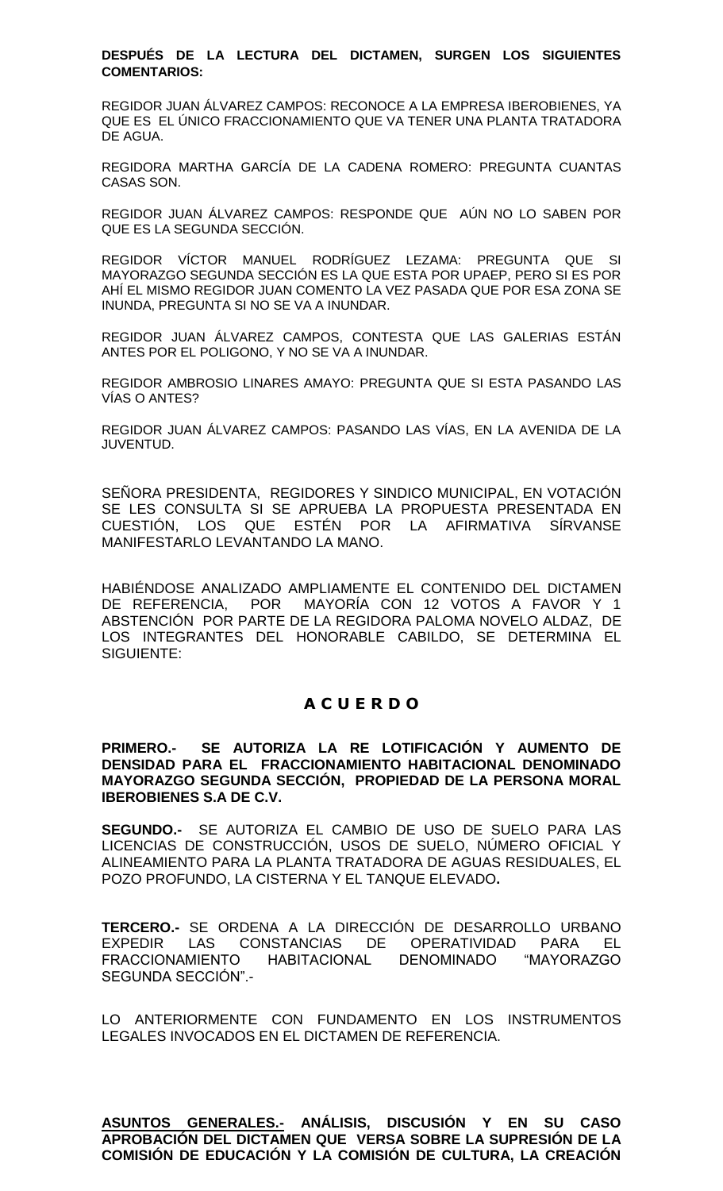**DESPUÉS DE LA LECTURA DEL DICTAMEN, SURGEN LOS SIGUIENTES COMENTARIOS:**

REGIDOR JUAN ÁLVAREZ CAMPOS: RECONOCE A LA EMPRESA IBEROBIENES, YA QUE ES EL ÚNICO FRACCIONAMIENTO QUE VA TENER UNA PLANTA TRATADORA DE AGUA.

REGIDORA MARTHA GARCÍA DE LA CADENA ROMERO: PREGUNTA CUANTAS CASAS SON.

REGIDOR JUAN ÁLVAREZ CAMPOS: RESPONDE QUE AÚN NO LO SABEN POR QUE ES LA SEGUNDA SECCIÓN.

REGIDOR VÍCTOR MANUEL RODRÍGUEZ LEZAMA: PREGUNTA QUE SI MAYORAZGO SEGUNDA SECCIÓN ES LA QUE ESTA POR UPAEP, PERO SI ES POR AHÍ EL MISMO REGIDOR JUAN COMENTO LA VEZ PASADA QUE POR ESA ZONA SE INUNDA, PREGUNTA SI NO SE VA A INUNDAR.

REGIDOR JUAN ÁLVAREZ CAMPOS, CONTESTA QUE LAS GALERIAS ESTÁN ANTES POR EL POLIGONO, Y NO SE VA A INUNDAR.

REGIDOR AMBROSIO LINARES AMAYO: PREGUNTA QUE SI ESTA PASANDO LAS VÍAS O ANTES?

REGIDOR JUAN ÁLVAREZ CAMPOS: PASANDO LAS VÍAS, EN LA AVENIDA DE LA JUVENTUD.

SEÑORA PRESIDENTA, REGIDORES Y SINDICO MUNICIPAL, EN VOTACIÓN SE LES CONSULTA SI SE APRUEBA LA PROPUESTA PRESENTADA EN CUESTIÓN, LOS QUE ESTÉN POR LA AFIRMATIVA SÍRVANSE MANIFESTARLO LEVANTANDO LA MANO.

HABIÉNDOSE ANALIZADO AMPLIAMENTE EL CONTENIDO DEL DICTAMEN DE REFERENCIA, POR MAYORÍA CON 12 VOTOS A FAVOR Y 1 ABSTENCIÓN POR PARTE DE LA REGIDORA PALOMA NOVELO ALDAZ, DE LOS INTEGRANTES DEL HONORABLE CABILDO, SE DETERMINA EL SIGUIENTE:

## A C U E R D O

**PRIMERO.- SE AUTORIZA LA RE LOTIFICACIÓN Y AUMENTO DE DENSIDAD PARA EL FRACCIONAMIENTO HABITACIONAL DENOMINADO MAYORAZGO SEGUNDA SECCIÓN, PROPIEDAD DE LA PERSONA MORAL IBEROBIENES S.A DE C.V.**

**SEGUNDO.-** SE AUTORIZA EL CAMBIO DE USO DE SUELO PARA LAS LICENCIAS DE CONSTRUCCIÓN, USOS DE SUELO, NÚMERO OFICIAL Y ALINEAMIENTO PARA LA PLANTA TRATADORA DE AGUAS RESIDUALES, EL POZO PROFUNDO, LA CISTERNA Y EL TANQUE ELEVADO**.**

**TERCERO.-** SE ORDENA A LA DIRECCIÓN DE DESARROLLO URBANO EXPEDIR LAS CONSTANCIAS DE OPERATIVIDAD PARA EL FRACCIONAMIENTO HABITACIONAL DENOMINADO "MAYORAZGO SEGUNDA SECCIÓN".-

LO ANTERIORMENTE CON FUNDAMENTO EN LOS INSTRUMENTOS LEGALES INVOCADOS EN EL DICTAMEN DE REFERENCIA.

**ASUNTOS GENERALES.- ANÁLISIS, DISCUSIÓN Y EN SU CASO APROBACIÓN DEL DICTAMEN QUE VERSA SOBRE LA SUPRESIÓN DE LA COMISIÓN DE EDUCACIÓN Y LA COMISIÓN DE CULTURA, LA CREACIÓN**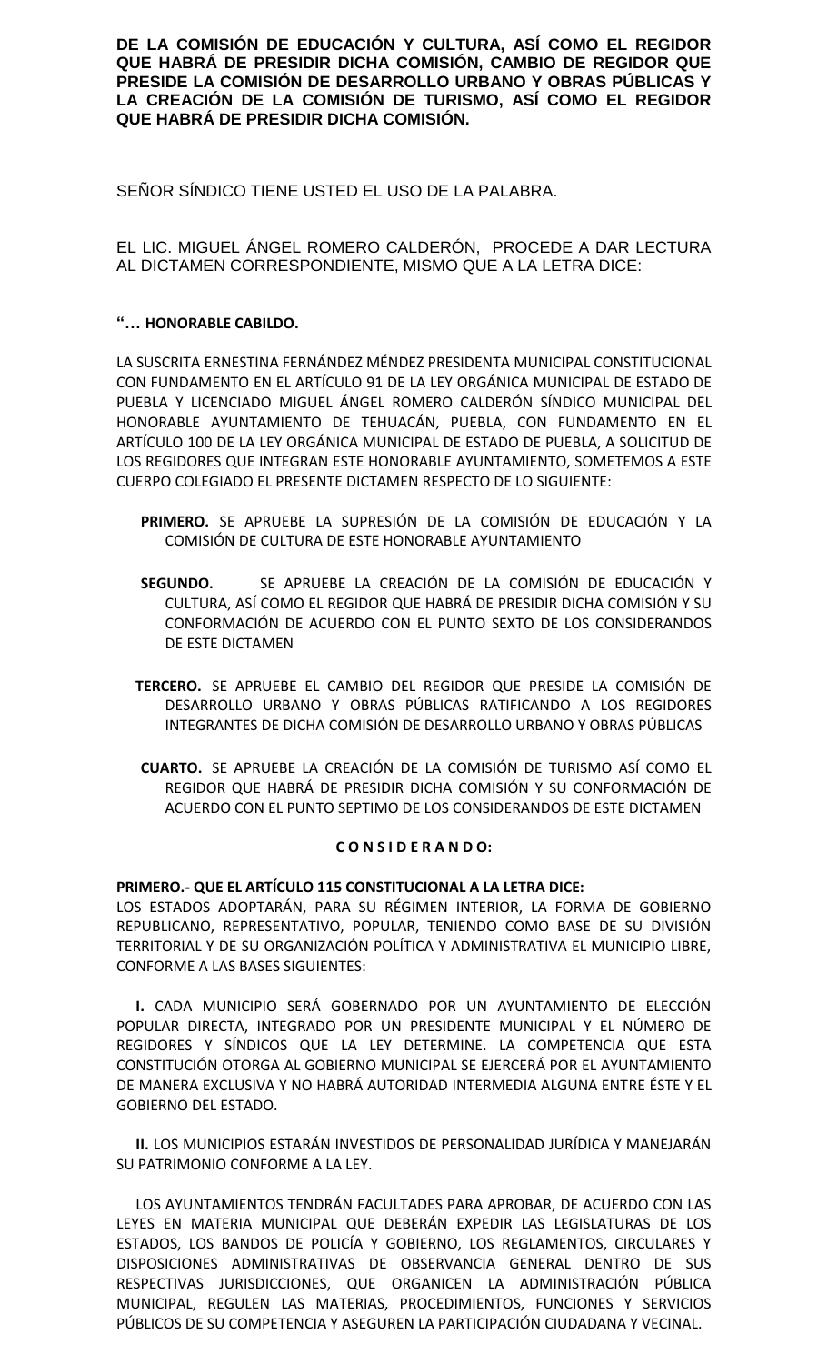**DE LA COMISIÓN DE EDUCACIÓN Y CULTURA, ASÍ COMO EL REGIDOR QUE HABRÁ DE PRESIDIR DICHA COMISIÓN, CAMBIO DE REGIDOR QUE PRESIDE LA COMISIÓN DE DESARROLLO URBANO Y OBRAS PÚBLICAS Y LA CREACIÓN DE LA COMISIÓN DE TURISMO, ASÍ COMO EL REGIDOR QUE HABRÁ DE PRESIDIR DICHA COMISIÓN.**

SEÑOR SÍNDICO TIENE USTED EL USO DE LA PALABRA.

EL LIC. MIGUEL ÁNGEL ROMERO CALDERÓN, PROCEDE A DAR LECTURA AL DICTAMEN CORRESPONDIENTE, MISMO QUE A LA LETRA DICE:

**"… HONORABLE CABILDO.**

LA SUSCRITA ERNESTINA FERNÁNDEZ MÉNDEZ PRESIDENTA MUNICIPAL CONSTITUCIONAL CON FUNDAMENTO EN EL ARTÍCULO 91 DE LA LEY ORGÁNICA MUNICIPAL DE ESTADO DE PUEBLA Y LICENCIADO MIGUEL ÁNGEL ROMERO CALDERÓN SÍNDICO MUNICIPAL DEL HONORABLE AYUNTAMIENTO DE TEHUACÁN, PUEBLA, CON FUNDAMENTO EN EL ARTÍCULO 100 DE LA LEY ORGÁNICA MUNICIPAL DE ESTADO DE PUEBLA, A SOLICITUD DE LOS REGIDORES QUE INTEGRAN ESTE HONORABLE AYUNTAMIENTO, SOMETEMOS A ESTE CUERPO COLEGIADO EL PRESENTE DICTAMEN RESPECTO DE LO SIGUIENTE:

**PRIMERO.** SE APRUEBE LA SUPRESIÓN DE LA COMISIÓN DE EDUCACIÓN Y LA COMISIÓN DE CULTURA DE ESTE HONORABLE AYUNTAMIENTO

**SEGUNDO.** SE APRUEBE LA CREACIÓN DE LA COMISIÓN DE EDUCACIÓN Y CULTURA, ASÍ COMO EL REGIDOR QUE HABRÁ DE PRESIDIR DICHA COMISIÓN Y SU CONFORMACIÓN DE ACUERDO CON EL PUNTO SEXTO DE LOS CONSIDERANDOS DE ESTE DICTAMEN

**TERCERO.** SE APRUEBE EL CAMBIO DEL REGIDOR QUE PRESIDE LA COMISIÓN DE DESARROLLO URBANO Y OBRAS PÚBLICAS RATIFICANDO A LOS REGIDORES INTEGRANTES DE DICHA COMISIÓN DE DESARROLLO URBANO Y OBRAS PÚBLICAS

**CUARTO.** SE APRUEBE LA CREACIÓN DE LA COMISIÓN DE TURISMO ASÍ COMO EL REGIDOR QUE HABRÁ DE PRESIDIR DICHA COMISIÓN Y SU CONFORMACIÓN DE ACUERDO CON EL PUNTO SEPTIMO DE LOS CONSIDERANDOS DE ESTE DICTAMEN

**C O N S I D E R A N D O:**

**PRIMERO.- QUE EL ARTÍCULO 115 CONSTITUCIONAL A LA LETRA DICE:**
LOS ESTADOS ADOPTARÁN, PARA SU RÉGIMEN INTERIOR, LA FORMA DE GOBIERNO REPUBLICANO, REPRESENTATIVO, POPULAR, TENIENDO COMO BASE DE SU DIVISIÓN TERRITORIAL Y DE SU ORGANIZACIÓN POLÍTICA Y ADMINISTRATIVA EL MUNICIPIO LIBRE, CONFORME A LAS BASES SIGUIENTES:

**I.** CADA MUNICIPIO SERÁ GOBERNADO POR UN AYUNTAMIENTO DE ELECCIÓN POPULAR DIRECTA, INTEGRADO POR UN PRESIDENTE MUNICIPAL Y EL NÚMERO DE REGIDORES Y SÍNDICOS QUE LA LEY DETERMINE. LA COMPETENCIA QUE ESTA CONSTITUCIÓN OTORGA AL GOBIERNO MUNICIPAL SE EJERCERÁ POR EL AYUNTAMIENTO DE MANERA EXCLUSIVA Y NO HABRÁ AUTORIDAD INTERMEDIA ALGUNA ENTRE ÉSTE Y EL GOBIERNO DEL ESTADO.

**II.** LOS MUNICIPIOS ESTARÁN INVESTIDOS DE PERSONALIDAD JURÍDICA Y MANEJARÁN SU PATRIMONIO CONFORME A LA LEY.

LOS AYUNTAMIENTOS TENDRÁN FACULTADES PARA APROBAR, DE ACUERDO CON LAS LEYES EN MATERIA MUNICIPAL QUE DEBERÁN EXPEDIR LAS LEGISLATURAS DE LOS ESTADOS, LOS BANDOS DE POLICÍA Y GOBIERNO, LOS REGLAMENTOS, CIRCULARES Y DISPOSICIONES ADMINISTRATIVAS DE OBSERVANCIA GENERAL DENTRO DE SUS RESPECTIVAS JURISDICCIONES, QUE ORGANICEN LA ADMINISTRACIÓN PÚBLICA MUNICIPAL, REGULEN LAS MATERIAS, PROCEDIMIENTOS, FUNCIONES Y SERVICIOS PÚBLICOS DE SU COMPETENCIA Y ASEGUREN LA PARTICIPACIÓN CIUDADANA Y VECINAL.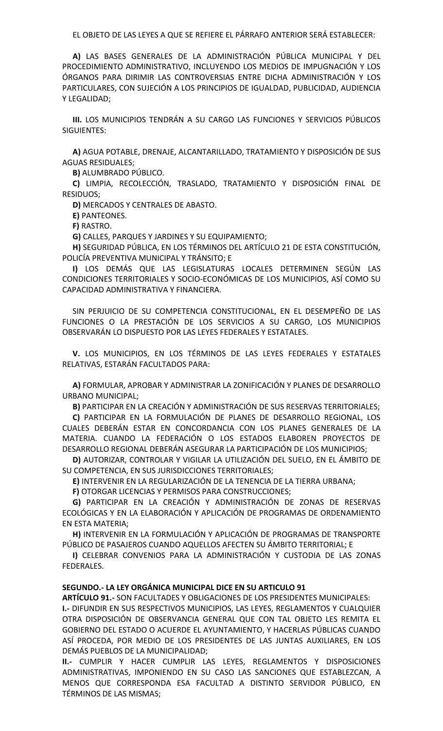EL OBJETO DE LAS LEYES A QUE SE REFIERE EL PÁRRAFO ANTERIOR SERÁ ESTABLECER:

**A)** LAS BASES GENERALES DE LA ADMINISTRACIÓN PÚBLICA MUNICIPAL Y DEL PROCEDIMIENTO ADMINISTRATIVO, INCLUYENDO LOS MEDIOS DE IMPUGNACIÓN Y LOS ÓRGANOS PARA DIRIMIR LAS CONTROVERSIAS ENTRE DICHA ADMINISTRACIÓN Y LOS PARTICULARES, CON SUJECIÓN A LOS PRINCIPIOS DE IGUALDAD, PUBLICIDAD, AUDIENCIA Y LEGALIDAD;

**III.** LOS MUNICIPIOS TENDRÁN A SU CARGO LAS FUNCIONES Y SERVICIOS PÚBLICOS SIGUIENTES:

**A)** AGUA POTABLE, DRENAJE, ALCANTARILLADO, TRATAMIENTO Y DISPOSICIÓN DE SUS AGUAS RESIDUALES;
**B)** ALUMBRADO PÚBLICO.
**C)** LIMPIA, RECOLECCIÓN, TRASLADO, TRATAMIENTO Y DISPOSICIÓN FINAL DE RESIDUOS;
**D)** MERCADOS Y CENTRALES DE ABASTO.
**E)** PANTEONES.
**F)** RASTRO.
**G)** CALLES, PARQUES Y JARDINES Y SU EQUIPAMIENTO;
**H)** SEGURIDAD PÚBLICA, EN LOS TÉRMINOS DEL ARTÍCULO 21 DE ESTA CONSTITUCIÓN, POLICÍA PREVENTIVA MUNICIPAL Y TRÁNSITO; E
**I)** LOS DEMÁS QUE LAS LEGISLATURAS LOCALES DETERMINEN SEGÚN LAS CONDICIONES TERRITORIALES Y SOCIO-ECONÓMICAS DE LOS MUNICIPIOS, ASÍ COMO SU CAPACIDAD ADMINISTRATIVA Y FINANCIERA.

SIN PERJUICIO DE SU COMPETENCIA CONSTITUCIONAL, EN EL DESEMPEÑO DE LAS FUNCIONES O LA PRESTACIÓN DE LOS SERVICIOS A SU CARGO, LOS MUNICIPIOS OBSERVARÁN LO DISPUESTO POR LAS LEYES FEDERALES Y ESTATALES.

**V.** LOS MUNICIPIOS, EN LOS TÉRMINOS DE LAS LEYES FEDERALES Y ESTATALES RELATIVAS, ESTARÁN FACULTADOS PARA:

**A)** FORMULAR, APROBAR Y ADMINISTRAR LA ZONIFICACIÓN Y PLANES DE DESARROLLO URBANO MUNICIPAL;
**B)** PARTICIPAR EN LA CREACIÓN Y ADMINISTRACIÓN DE SUS RESERVAS TERRITORIALES;
**C)** PARTICIPAR EN LA FORMULACIÓN DE PLANES DE DESARROLLO REGIONAL, LOS CUALES DEBERÁN ESTAR EN CONCORDANCIA CON LOS PLANES GENERALES DE LA MATERIA. CUANDO LA FEDERACIÓN O LOS ESTADOS ELABOREN PROYECTOS DE DESARROLLO REGIONAL DEBERÁN ASEGURAR LA PARTICIPACIÓN DE LOS MUNICIPIOS;
**D)** AUTORIZAR, CONTROLAR Y VIGILAR LA UTILIZACIÓN DEL SUELO, EN EL ÁMBITO DE SU COMPETENCIA, EN SUS JURISDICCIONES TERRITORIALES;
**E)** INTERVENIR EN LA REGULARIZACIÓN DE LA TENENCIA DE LA TIERRA URBANA;
**F)** OTORGAR LICENCIAS Y PERMISOS PARA CONSTRUCCIONES;
**G)** PARTICIPAR EN LA CREACIÓN Y ADMINISTRACIÓN DE ZONAS DE RESERVAS ECOLÓGICAS Y EN LA ELABORACIÓN Y APLICACIÓN DE PROGRAMAS DE ORDENAMIENTO EN ESTA MATERIA;
**H)** INTERVENIR EN LA FORMULACIÓN Y APLICACIÓN DE PROGRAMAS DE TRANSPORTE PÚBLICO DE PASAJEROS CUANDO AQUELLOS AFECTEN SU ÁMBITO TERRITORIAL; E
**I)** CELEBRAR CONVENIOS PARA LA ADMINISTRACIÓN Y CUSTODIA DE LAS ZONAS FEDERALES.

**SEGUNDO.- LA LEY ORGÁNICA MUNICIPAL DICE EN SU ARTICULO 91**

**ARTÍCULO 91.-** SON FACULTADES Y OBLIGACIONES DE LOS PRESIDENTES MUNICIPALES:

**I.-** DIFUNDIR EN SUS RESPECTIVOS MUNICIPIOS, LAS LEYES, REGLAMENTOS Y CUALQUIER OTRA DISPOSICIÓN DE OBSERVANCIA GENERAL QUE CON TAL OBJETO LES REMITA EL GOBIERNO DEL ESTADO O ACUERDE EL AYUNTAMIENTO, Y HACERLAS PÚBLICAS CUANDO ASÍ PROCEDA, POR MEDIO DE LOS PRESIDENTES DE LAS JUNTAS AUXILIARES, EN LOS DEMÁS PUEBLOS DE LA MUNICIPALIDAD;

**II.-** CUMPLIR Y HACER CUMPLIR LAS LEYES, REGLAMENTOS Y DISPOSICIONES ADMINISTRATIVAS, IMPONIENDO EN SU CASO LAS SANCIONES QUE ESTABLEZCAN, A MENOS QUE CORRESPONDA ESA FACULTAD A DISTINTO SERVIDOR PÚBLICO, EN TÉRMINOS DE LAS MISMAS;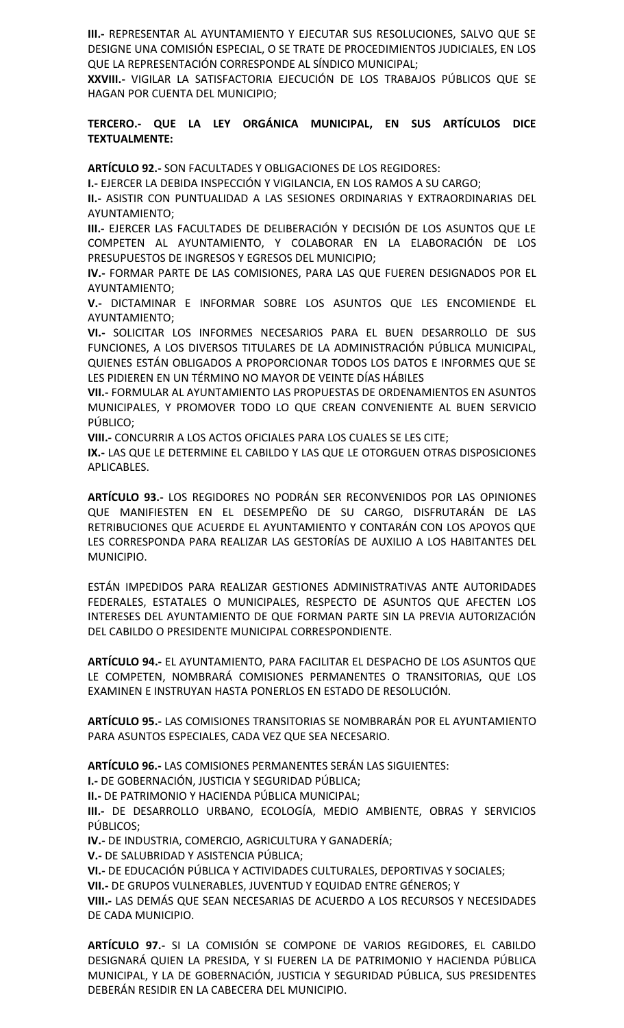**III.-** REPRESENTAR AL AYUNTAMIENTO Y EJECUTAR SUS RESOLUCIONES, SALVO QUE SE DESIGNE UNA COMISIÓN ESPECIAL, O SE TRATE DE PROCEDIMIENTOS JUDICIALES, EN LOS QUE LA REPRESENTACIÓN CORRESPONDE AL SÍNDICO MUNICIPAL;

**XXVIII.-** VIGILAR LA SATISFACTORIA EJECUCIÓN DE LOS TRABAJOS PÚBLICOS QUE SE HAGAN POR CUENTA DEL MUNICIPIO;

**TERCERO.- QUE LA LEY ORGÁNICA MUNICIPAL, EN SUS ARTÍCULOS DICE TEXTUALMENTE:**

**ARTÍCULO 92.-** SON FACULTADES Y OBLIGACIONES DE LOS REGIDORES:

**I.-** EJERCER LA DEBIDA INSPECCIÓN Y VIGILANCIA, EN LOS RAMOS A SU CARGO;

**II.-** ASISTIR CON PUNTUALIDAD A LAS SESIONES ORDINARIAS Y EXTRAORDINARIAS DEL AYUNTAMIENTO;

**III.-** EJERCER LAS FACULTADES DE DELIBERACIÓN Y DECISIÓN DE LOS ASUNTOS QUE LE COMPETEN AL AYUNTAMIENTO, Y COLABORAR EN LA ELABORACIÓN DE LOS PRESUPUESTOS DE INGRESOS Y EGRESOS DEL MUNICIPIO;

**IV.-** FORMAR PARTE DE LAS COMISIONES, PARA LAS QUE FUEREN DESIGNADOS POR EL AYUNTAMIENTO;

**V.-** DICTAMINAR E INFORMAR SOBRE LOS ASUNTOS QUE LES ENCOMIENDE EL AYUNTAMIENTO;

**VI.-** SOLICITAR LOS INFORMES NECESARIOS PARA EL BUEN DESARROLLO DE SUS FUNCIONES, A LOS DIVERSOS TITULARES DE LA ADMINISTRACIÓN PÚBLICA MUNICIPAL, QUIENES ESTÁN OBLIGADOS A PROPORCIONAR TODOS LOS DATOS E INFORMES QUE SE LES PIDIEREN EN UN TÉRMINO NO MAYOR DE VEINTE DÍAS HÁBILES

**VII.-** FORMULAR AL AYUNTAMIENTO LAS PROPUESTAS DE ORDENAMIENTOS EN ASUNTOS MUNICIPALES, Y PROMOVER TODO LO QUE CREAN CONVENIENTE AL BUEN SERVICIO PÚBLICO;

**VIII.-** CONCURRIR A LOS ACTOS OFICIALES PARA LOS CUALES SE LES CITE;

**IX.-** LAS QUE LE DETERMINE EL CABILDO Y LAS QUE LE OTORGUEN OTRAS DISPOSICIONES APLICABLES.

**ARTÍCULO 93.-** LOS REGIDORES NO PODRÁN SER RECONVENIDOS POR LAS OPINIONES QUE MANIFIESTEN EN EL DESEMPEÑO DE SU CARGO, DISFRUTARÁN DE LAS RETRIBUCIONES QUE ACUERDE EL AYUNTAMIENTO Y CONTARÁN CON LOS APOYOS QUE LES CORRESPONDA PARA REALIZAR LAS GESTORÍAS DE AUXILIO A LOS HABITANTES DEL MUNICIPIO.

ESTÁN IMPEDIDOS PARA REALIZAR GESTIONES ADMINISTRATIVAS ANTE AUTORIDADES FEDERALES, ESTATALES O MUNICIPALES, RESPECTO DE ASUNTOS QUE AFECTEN LOS INTERESES DEL AYUNTAMIENTO DE QUE FORMAN PARTE SIN LA PREVIA AUTORIZACIÓN DEL CABILDO O PRESIDENTE MUNICIPAL CORRESPONDIENTE.

**ARTÍCULO 94.-** EL AYUNTAMIENTO, PARA FACILITAR EL DESPACHO DE LOS ASUNTOS QUE LE COMPETEN, NOMBRARÁ COMISIONES PERMANENTES O TRANSITORIAS, QUE LOS EXAMINEN E INSTRUYAN HASTA PONERLOS EN ESTADO DE RESOLUCIÓN.

**ARTÍCULO 95.-** LAS COMISIONES TRANSITORIAS SE NOMBRARÁN POR EL AYUNTAMIENTO PARA ASUNTOS ESPECIALES, CADA VEZ QUE SEA NECESARIO.

**ARTÍCULO 96.-** LAS COMISIONES PERMANENTES SERÁN LAS SIGUIENTES:

**I.-** DE GOBERNACIÓN, JUSTICIA Y SEGURIDAD PÚBLICA;

**II.-** DE PATRIMONIO Y HACIENDA PÚBLICA MUNICIPAL;

**III.-** DE DESARROLLO URBANO, ECOLOGÍA, MEDIO AMBIENTE, OBRAS Y SERVICIOS PÚBLICOS;

**IV.-** DE INDUSTRIA, COMERCIO, AGRICULTURA Y GANADERÍA;

**V.-** DE SALUBRIDAD Y ASISTENCIA PÚBLICA;

**VI.-** DE EDUCACIÓN PÚBLICA Y ACTIVIDADES CULTURALES, DEPORTIVAS Y SOCIALES;

**VII.-** DE GRUPOS VULNERABLES, JUVENTUD Y EQUIDAD ENTRE GÉNEROS; Y

**VIII.-** LAS DEMÁS QUE SEAN NECESARIAS DE ACUERDO A LOS RECURSOS Y NECESIDADES DE CADA MUNICIPIO.

**ARTÍCULO 97.-** SI LA COMISIÓN SE COMPONE DE VARIOS REGIDORES, EL CABILDO DESIGNARÁ QUIEN LA PRESIDA, Y SI FUEREN LA DE PATRIMONIO Y HACIENDA PÚBLICA MUNICIPAL, Y LA DE GOBERNACIÓN, JUSTICIA Y SEGURIDAD PÚBLICA, SUS PRESIDENTES DEBERÁN RESIDIR EN LA CABECERA DEL MUNICIPIO.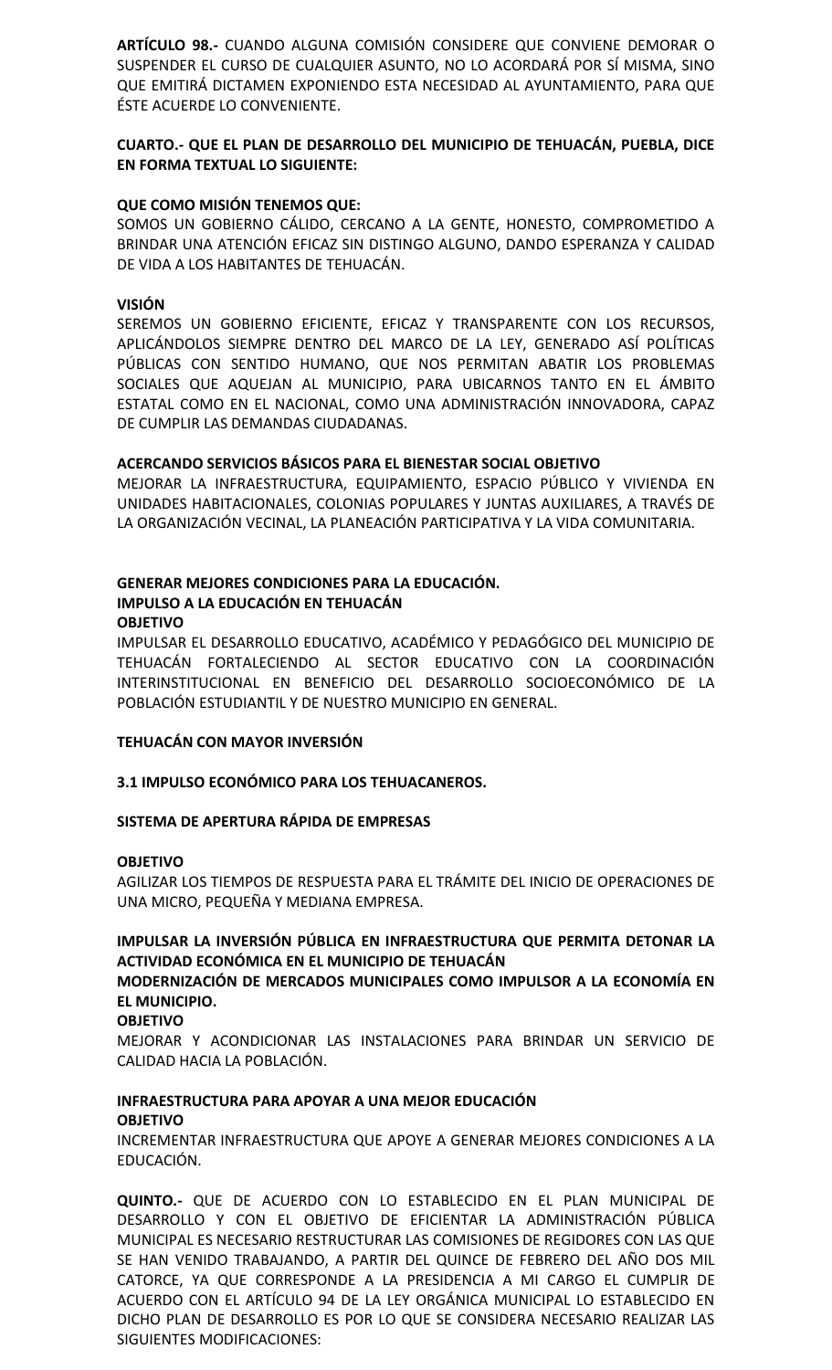**ARTÍCULO 98.-** CUANDO ALGUNA COMISIÓN CONSIDERE QUE CONVIENE DEMORAR O SUSPENDER EL CURSO DE CUALQUIER ASUNTO, NO LO ACORDARÁ POR SÍ MISMA, SINO QUE EMITIRÁ DICTAMEN EXPONIENDO ESTA NECESIDAD AL AYUNTAMIENTO, PARA QUE ÉSTE ACUERDE LO CONVENIENTE.

**CUARTO.- QUE EL PLAN DE DESARROLLO DEL MUNICIPIO DE TEHUACÁN, PUEBLA, DICE EN FORMA TEXTUAL LO SIGUIENTE:**

**QUE COMO MISIÓN TENEMOS QUE:**

SOMOS UN GOBIERNO CÁLIDO, CERCANO A LA GENTE, HONESTO, COMPROMETIDO A BRINDAR UNA ATENCIÓN EFICAZ SIN DISTINGO ALGUNO, DANDO ESPERANZA Y CALIDAD DE VIDA A LOS HABITANTES DE TEHUACÁN.

**VISIÓN**

SEREMOS UN GOBIERNO EFICIENTE, EFICAZ Y TRANSPARENTE CON LOS RECURSOS, APLICÁNDOLOS SIEMPRE DENTRO DEL MARCO DE LA LEY, GENERADO ASÍ POLÍTICAS PÚBLICAS CON SENTIDO HUMANO, QUE NOS PERMITAN ABATIR LOS PROBLEMAS SOCIALES QUE AQUEJAN AL MUNICIPIO, PARA UBICARNOS TANTO EN EL ÁMBITO ESTATAL COMO EN EL NACIONAL, COMO UNA ADMINISTRACIÓN INNOVADORA, CAPAZ DE CUMPLIR LAS DEMANDAS CIUDADANAS.

**ACERCANDO SERVICIOS BÁSICOS PARA EL BIENESTAR SOCIAL OBJETIVO**

MEJORAR LA INFRAESTRUCTURA, EQUIPAMIENTO, ESPACIO PÚBLICO Y VIVIENDA EN UNIDADES HABITACIONALES, COLONIAS POPULARES Y JUNTAS AUXILIARES, A TRAVÉS DE LA ORGANIZACIÓN VECINAL, LA PLANEACIÓN PARTICIPATIVA Y LA VIDA COMUNITARIA.

**GENERAR MEJORES CONDICIONES PARA LA EDUCACIÓN.**
**IMPULSO A LA EDUCACIÓN EN TEHUACÁN**
**OBJETIVO**

IMPULSAR EL DESARROLLO EDUCATIVO, ACADÉMICO Y PEDAGÓGICO DEL MUNICIPIO DE TEHUACÁN FORTALECIENDO AL SECTOR EDUCATIVO CON LA COORDINACIÓN INTERINSTITUCIONAL EN BENEFICIO DEL DESARROLLO SOCIOECONÓMICO DE LA POBLACIÓN ESTUDIANTIL Y DE NUESTRO MUNICIPIO EN GENERAL.

**TEHUACÁN CON MAYOR INVERSIÓN**

**3.1 IMPULSO ECONÓMICO PARA LOS TEHUACANEROS.**

**SISTEMA DE APERTURA RÁPIDA DE EMPRESAS**

**OBJETIVO**

AGILIZAR LOS TIEMPOS DE RESPUESTA PARA EL TRÁMITE DEL INICIO DE OPERACIONES DE UNA MICRO, PEQUEÑA Y MEDIANA EMPRESA.

**IMPULSAR LA INVERSIÓN PÚBLICA EN INFRAESTRUCTURA QUE PERMITA DETONAR LA ACTIVIDAD ECONÓMICA EN EL MUNICIPIO DE TEHUACÁN**
**MODERNIZACIÓN DE MERCADOS MUNICIPALES COMO IMPULSOR A LA ECONOMÍA EN EL MUNICIPIO.**
**OBJETIVO**

MEJORAR Y ACONDICIONAR LAS INSTALACIONES PARA BRINDAR UN SERVICIO DE CALIDAD HACIA LA POBLACIÓN.

**INFRAESTRUCTURA PARA APOYAR A UNA MEJOR EDUCACIÓN**
**OBJETIVO**

INCREMENTAR INFRAESTRUCTURA QUE APOYE A GENERAR MEJORES CONDICIONES A LA EDUCACIÓN.

**QUINTO.-** QUE DE ACUERDO CON LO ESTABLECIDO EN EL PLAN MUNICIPAL DE DESARROLLO Y CON EL OBJETIVO DE EFICIENTAR LA ADMINISTRACIÓN PÚBLICA MUNICIPAL ES NECESARIO RESTRUCTURAR LAS COMISIONES DE REGIDORES CON LAS QUE SE HAN VENIDO TRABAJANDO, A PARTIR DEL QUINCE DE FEBRERO DEL AÑO DOS MIL CATORCE, YA QUE CORRESPONDE A LA PRESIDENCIA A MI CARGO EL CUMPLIR DE ACUERDO CON EL ARTÍCULO 94 DE LA LEY ORGÁNICA MUNICIPAL LO ESTABLECIDO EN DICHO PLAN DE DESARROLLO ES POR LO QUE SE CONSIDERA NECESARIO REALIZAR LAS SIGUIENTES MODIFICACIONES: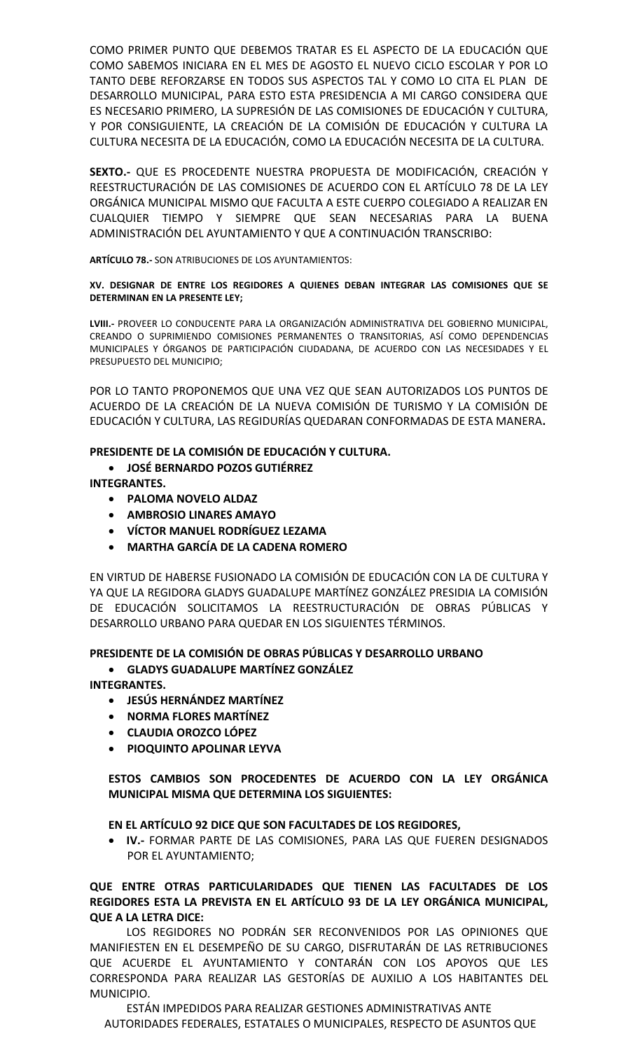COMO PRIMER PUNTO QUE DEBEMOS TRATAR ES EL ASPECTO DE LA EDUCACIÓN QUE COMO SABEMOS INICIARA EN EL MES DE AGOSTO EL NUEVO CICLO ESCOLAR Y POR LO TANTO DEBE REFORZARSE EN TODOS SUS ASPECTOS TAL Y COMO LO CITA EL PLAN DE DESARROLLO MUNICIPAL, PARA ESTO ESTA PRESIDENCIA A MI CARGO CONSIDERA QUE ES NECESARIO PRIMERO, LA SUPRESIÓN DE LAS COMISIONES DE EDUCACIÓN Y CULTURA, Y POR CONSIGUIENTE, LA CREACIÓN DE LA COMISIÓN DE EDUCACIÓN Y CULTURA LA CULTURA NECESITA DE LA EDUCACIÓN, COMO LA EDUCACIÓN NECESITA DE LA CULTURA.

**SEXTO.-** QUE ES PROCEDENTE NUESTRA PROPUESTA DE MODIFICACIÓN, CREACIÓN Y REESTRUCTURACIÓN DE LAS COMISIONES DE ACUERDO CON EL ARTÍCULO 78 DE LA LEY ORGÁNICA MUNICIPAL MISMO QUE FACULTA A ESTE CUERPO COLEGIADO A REALIZAR EN CUALQUIER TIEMPO Y SIEMPRE QUE SEAN NECESARIAS PARA LA BUENA ADMINISTRACIÓN DEL AYUNTAMIENTO Y QUE A CONTINUACIÓN TRANSCRIBO:

**ARTÍCULO 78.-** SON ATRIBUCIONES DE LOS AYUNTAMIENTOS:

**XV. DESIGNAR DE ENTRE LOS REGIDORES A QUIENES DEBAN INTEGRAR LAS COMISIONES QUE SE DETERMINAN EN LA PRESENTE LEY;**

**LVIII.-** PROVEER LO CONDUCENTE PARA LA ORGANIZACIÓN ADMINISTRATIVA DEL GOBIERNO MUNICIPAL, CREANDO O SUPRIMIENDO COMISIONES PERMANENTES O TRANSITORIAS, ASÍ COMO DEPENDENCIAS MUNICIPALES Y ÓRGANOS DE PARTICIPACIÓN CIUDADANA, DE ACUERDO CON LAS NECESIDADES Y EL PRESUPUESTO DEL MUNICIPIO;

POR LO TANTO PROPONEMOS QUE UNA VEZ QUE SEAN AUTORIZADOS LOS PUNTOS DE ACUERDO DE LA CREACIÓN DE LA NUEVA COMISIÓN DE TURISMO Y LA COMISIÓN DE EDUCACIÓN Y CULTURA, LAS REGIDURÍAS QUEDARAN CONFORMADAS DE ESTA MANERA**.**

**PRESIDENTE DE LA COMISIÓN DE EDUCACIÓN Y CULTURA.**

- **JOSÉ BERNARDO POZOS GUTIÉRREZ**

**INTEGRANTES.**

- **PALOMA NOVELO ALDAZ**
- **AMBROSIO LINARES AMAYO**
- **VÍCTOR MANUEL RODRÍGUEZ LEZAMA**
- **MARTHA GARCÍA DE LA CADENA ROMERO**

EN VIRTUD DE HABERSE FUSIONADO LA COMISIÓN DE EDUCACIÓN CON LA DE CULTURA Y YA QUE LA REGIDORA GLADYS GUADALUPE MARTÍNEZ GONZÁLEZ PRESIDIA LA COMISIÓN DE EDUCACIÓN SOLICITAMOS LA REESTRUCTURACIÓN DE OBRAS PÚBLICAS Y DESARROLLO URBANO PARA QUEDAR EN LOS SIGUIENTES TÉRMINOS.

**PRESIDENTE DE LA COMISIÓN DE OBRAS PÚBLICAS Y DESARROLLO URBANO**

- **GLADYS GUADALUPE MARTÍNEZ GONZÁLEZ**

**INTEGRANTES.**

- **JESÚS HERNÁNDEZ MARTÍNEZ**
- **NORMA FLORES MARTÍNEZ**
- **CLAUDIA OROZCO LÓPEZ**
- **PIOQUINTO APOLINAR LEYVA**

**ESTOS CAMBIOS SON PROCEDENTES DE ACUERDO CON LA LEY ORGÁNICA MUNICIPAL MISMA QUE DETERMINA LOS SIGUIENTES:**

**EN EL ARTÍCULO 92 DICE QUE SON FACULTADES DE LOS REGIDORES,**

- **IV.-** FORMAR PARTE DE LAS COMISIONES, PARA LAS QUE FUEREN DESIGNADOS POR EL AYUNTAMIENTO;

**QUE ENTRE OTRAS PARTICULARIDADES QUE TIENEN LAS FACULTADES DE LOS REGIDORES ESTA LA PREVISTA EN EL ARTÍCULO 93 DE LA LEY ORGÁNICA MUNICIPAL, QUE A LA LETRA DICE:**

LOS REGIDORES NO PODRÁN SER RECONVENIDOS POR LAS OPINIONES QUE MANIFIESTEN EN EL DESEMPEÑO DE SU CARGO, DISFRUTARÁN DE LAS RETRIBUCIONES QUE ACUERDE EL AYUNTAMIENTO Y CONTARÁN CON LOS APOYOS QUE LES CORRESPONDA PARA REALIZAR LAS GESTORÍAS DE AUXILIO A LOS HABITANTES DEL MUNICIPIO.

ESTÁN IMPEDIDOS PARA REALIZAR GESTIONES ADMINISTRATIVAS ANTE AUTORIDADES FEDERALES, ESTATALES O MUNICIPALES, RESPECTO DE ASUNTOS QUE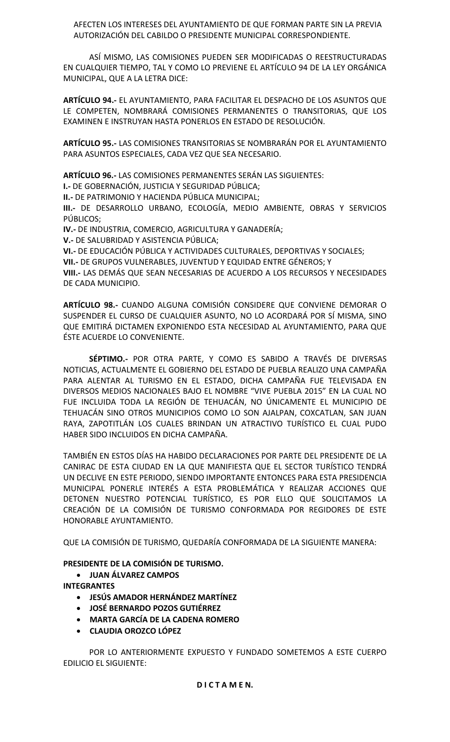AFECTEN LOS INTERESES DEL AYUNTAMIENTO DE QUE FORMAN PARTE SIN LA PREVIA AUTORIZACIÓN DEL CABILDO O PRESIDENTE MUNICIPAL CORRESPONDIENTE.

ASÍ MISMO, LAS COMISIONES PUEDEN SER MODIFICADAS O REESTRUCTURADAS EN CUALQUIER TIEMPO, TAL Y COMO LO PREVIENE EL ARTÍCULO 94 DE LA LEY ORGÁNICA MUNICIPAL, QUE A LA LETRA DICE:

**ARTÍCULO 94.-** EL AYUNTAMIENTO, PARA FACILITAR EL DESPACHO DE LOS ASUNTOS QUE LE COMPETEN, NOMBRARÁ COMISIONES PERMANENTES O TRANSITORIAS, QUE LOS EXAMINEN E INSTRUYAN HASTA PONERLOS EN ESTADO DE RESOLUCIÓN.

**ARTÍCULO 95.-** LAS COMISIONES TRANSITORIAS SE NOMBRARÁN POR EL AYUNTAMIENTO PARA ASUNTOS ESPECIALES, CADA VEZ QUE SEA NECESARIO.

**ARTÍCULO 96.-** LAS COMISIONES PERMANENTES SERÁN LAS SIGUIENTES:
**I.-** DE GOBERNACIÓN, JUSTICIA Y SEGURIDAD PÚBLICA;
**II.-** DE PATRIMONIO Y HACIENDA PÚBLICA MUNICIPAL;
**III.-** DE DESARROLLO URBANO, ECOLOGÍA, MEDIO AMBIENTE, OBRAS Y SERVICIOS PÚBLICOS;
**IV.-** DE INDUSTRIA, COMERCIO, AGRICULTURA Y GANADERÍA;
**V.-** DE SALUBRIDAD Y ASISTENCIA PÚBLICA;
**VI.-** DE EDUCACIÓN PÚBLICA Y ACTIVIDADES CULTURALES, DEPORTIVAS Y SOCIALES;
**VII.-** DE GRUPOS VULNERABLES, JUVENTUD Y EQUIDAD ENTRE GÉNEROS; Y
**VIII.-** LAS DEMÁS QUE SEAN NECESARIAS DE ACUERDO A LOS RECURSOS Y NECESIDADES DE CADA MUNICIPIO.

**ARTÍCULO 98.-** CUANDO ALGUNA COMISIÓN CONSIDERE QUE CONVIENE DEMORAR O SUSPENDER EL CURSO DE CUALQUIER ASUNTO, NO LO ACORDARÁ POR SÍ MISMA, SINO QUE EMITIRÁ DICTAMEN EXPONIENDO ESTA NECESIDAD AL AYUNTAMIENTO, PARA QUE ÉSTE ACUERDE LO CONVENIENTE.

**SÉPTIMO.-** POR OTRA PARTE, Y COMO ES SABIDO A TRAVÉS DE DIVERSAS NOTICIAS, ACTUALMENTE EL GOBIERNO DEL ESTADO DE PUEBLA REALIZO UNA CAMPAÑA PARA ALENTAR AL TURISMO EN EL ESTADO, DICHA CAMPAÑA FUE TELEVISADA EN DIVERSOS MEDIOS NACIONALES BAJO EL NOMBRE "VIVE PUEBLA 2015" EN LA CUAL NO FUE INCLUIDA TODA LA REGIÓN DE TEHUACÁN, NO ÚNICAMENTE EL MUNICIPIO DE TEHUACÁN SINO OTROS MUNICIPIOS COMO LO SON AJALPAN, COXCATLAN, SAN JUAN RAYA, ZAPOTITLÁN LOS CUALES BRINDAN UN ATRACTIVO TURÍSTICO EL CUAL PUDO HABER SIDO INCLUIDOS EN DICHA CAMPAÑA.

TAMBIÉN EN ESTOS DÍAS HA HABIDO DECLARACIONES POR PARTE DEL PRESIDENTE DE LA CANIRAC DE ESTA CIUDAD EN LA QUE MANIFIESTA QUE EL SECTOR TURÍSTICO TENDRÁ UN DECLIVE EN ESTE PERIODO, SIENDO IMPORTANTE ENTONCES PARA ESTA PRESIDENCIA MUNICIPAL PONERLE INTERÉS A ESTA PROBLEMÁTICA Y REALIZAR ACCIONES QUE DETONEN NUESTRO POTENCIAL TURÍSTICO, ES POR ELLO QUE SOLICITAMOS LA CREACIÓN DE LA COMISIÓN DE TURISMO CONFORMADA POR REGIDORES DE ESTE HONORABLE AYUNTAMIENTO.

QUE LA COMISIÓN DE TURISMO, QUEDARÍA CONFORMADA DE LA SIGUIENTE MANERA:

**PRESIDENTE DE LA COMISIÓN DE TURISMO.**

- **JUAN ÁLVAREZ CAMPOS**

**INTEGRANTES**

- **JESÚS AMADOR HERNÁNDEZ MARTÍNEZ**
- **JOSÉ BERNARDO POZOS GUTIÉRREZ**
- **MARTA GARCÍA DE LA CADENA ROMERO**
- **CLAUDIA OROZCO LÓPEZ**

POR LO ANTERIORMENTE EXPUESTO Y FUNDADO SOMETEMOS A ESTE CUERPO EDILICIO EL SIGUIENTE:

**D I C T A M E N.**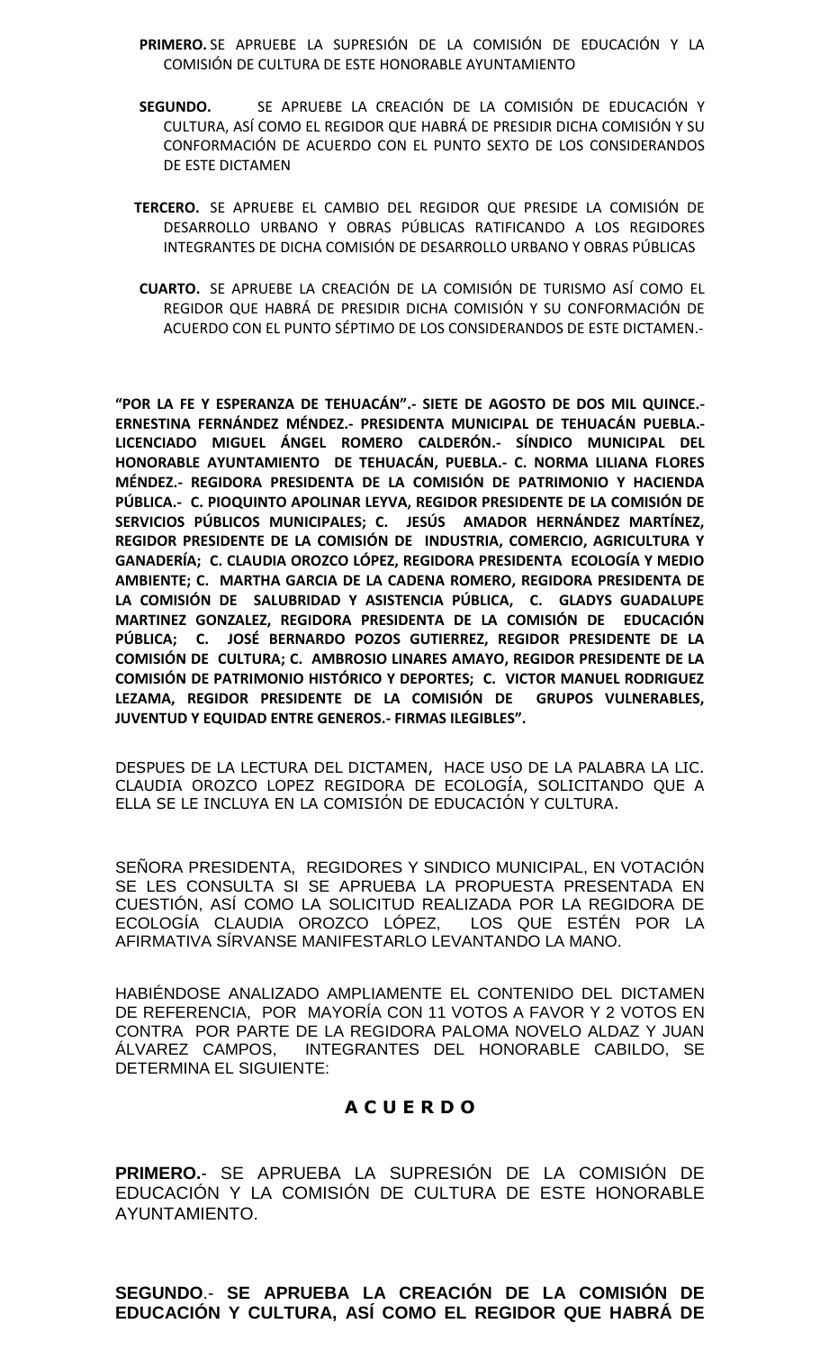**PRIMERO.** SE APRUEBE LA SUPRESIÓN DE LA COMISIÓN DE EDUCACIÓN Y LA COMISIÓN DE CULTURA DE ESTE HONORABLE AYUNTAMIENTO

**SEGUNDO.** SE APRUEBE LA CREACIÓN DE LA COMISIÓN DE EDUCACIÓN Y CULTURA, ASÍ COMO EL REGIDOR QUE HABRÁ DE PRESIDIR DICHA COMISIÓN Y SU CONFORMACIÓN DE ACUERDO CON EL PUNTO SEXTO DE LOS CONSIDERANDOS DE ESTE DICTAMEN

**TERCERO.** SE APRUEBE EL CAMBIO DEL REGIDOR QUE PRESIDE LA COMISIÓN DE DESARROLLO URBANO Y OBRAS PÚBLICAS RATIFICANDO A LOS REGIDORES INTEGRANTES DE DICHA COMISIÓN DE DESARROLLO URBANO Y OBRAS PÚBLICAS

**CUARTO.** SE APRUEBE LA CREACIÓN DE LA COMISIÓN DE TURISMO ASÍ COMO EL REGIDOR QUE HABRÁ DE PRESIDIR DICHA COMISIÓN Y SU CONFORMACIÓN DE ACUERDO CON EL PUNTO SÉPTIMO DE LOS CONSIDERANDOS DE ESTE DICTAMEN.-

**"POR LA FE Y ESPERANZA DE TEHUACÁN".- SIETE DE AGOSTO DE DOS MIL QUINCE.- ERNESTINA FERNÁNDEZ MÉNDEZ.- PRESIDENTA MUNICIPAL DE TEHUACÁN PUEBLA.- LICENCIADO MIGUEL ÁNGEL ROMERO CALDERÓN.- SÍNDICO MUNICIPAL DEL HONORABLE AYUNTAMIENTO DE TEHUACÁN, PUEBLA.- C. NORMA LILIANA FLORES MÉNDEZ.- REGIDORA PRESIDENTA DE LA COMISIÓN DE PATRIMONIO Y HACIENDA PÚBLICA.- C. PIOQUINTO APOLINAR LEYVA, REGIDOR PRESIDENTE DE LA COMISIÓN DE SERVICIOS PÚBLICOS MUNICIPALES; C. JESÚS AMADOR HERNÁNDEZ MARTÍNEZ, REGIDOR PRESIDENTE DE LA COMISIÓN DE INDUSTRIA, COMERCIO, AGRICULTURA Y GANADERÍA; C. CLAUDIA OROZCO LÓPEZ, REGIDORA PRESIDENTA ECOLOGÍA Y MEDIO AMBIENTE; C. MARTHA GARCIA DE LA CADENA ROMERO, REGIDORA PRESIDENTA DE LA COMISIÓN DE SALUBRIDAD Y ASISTENCIA PÚBLICA, C. GLADYS GUADALUPE MARTINEZ GONZALEZ, REGIDORA PRESIDENTA DE LA COMISIÓN DE EDUCACIÓN PÚBLICA; C. JOSÉ BERNARDO POZOS GUTIERREZ, REGIDOR PRESIDENTE DE LA COMISIÓN DE CULTURA; C. AMBROSIO LINARES AMAYO, REGIDOR PRESIDENTE DE LA COMISIÓN DE PATRIMONIO HISTÓRICO Y DEPORTES; C. VICTOR MANUEL RODRIGUEZ LEZAMA, REGIDOR PRESIDENTE DE LA COMISIÓN DE GRUPOS VULNERABLES, JUVENTUD Y EQUIDAD ENTRE GENEROS.- FIRMAS ILEGIBLES".**

DESPUES DE LA LECTURA DEL DICTAMEN, HACE USO DE LA PALABRA LA LIC. CLAUDIA OROZCO LOPEZ REGIDORA DE ECOLOGÍA, SOLICITANDO QUE A ELLA SE LE INCLUYA EN LA COMISIÓN DE EDUCACIÓN Y CULTURA.

SEÑORA PRESIDENTA, REGIDORES Y SINDICO MUNICIPAL, EN VOTACIÓN SE LES CONSULTA SI SE APRUEBA LA PROPUESTA PRESENTADA EN CUESTIÓN, ASÍ COMO LA SOLICITUD REALIZADA POR LA REGIDORA DE ECOLOGÍA CLAUDIA OROZCO LÓPEZ, LOS QUE ESTÉN POR LA AFIRMATIVA SÍRVANSE MANIFESTARLO LEVANTANDO LA MANO.

HABIÉNDOSE ANALIZADO AMPLIAMENTE EL CONTENIDO DEL DICTAMEN DE REFERENCIA, POR MAYORÍA CON 11 VOTOS A FAVOR Y 2 VOTOS EN CONTRA POR PARTE DE LA REGIDORA PALOMA NOVELO ALDAZ Y JUAN ÁLVAREZ CAMPOS, INTEGRANTES DEL HONORABLE CABILDO, SE DETERMINA EL SIGUIENTE:

## A C U E R D O

**PRIMERO.**- SE APRUEBA LA SUPRESIÓN DE LA COMISIÓN DE EDUCACIÓN Y LA COMISIÓN DE CULTURA DE ESTE HONORABLE AYUNTAMIENTO.

**SEGUNDO**.- **SE APRUEBA LA CREACIÓN DE LA COMISIÓN DE EDUCACIÓN Y CULTURA, ASÍ COMO EL REGIDOR QUE HABRÁ DE**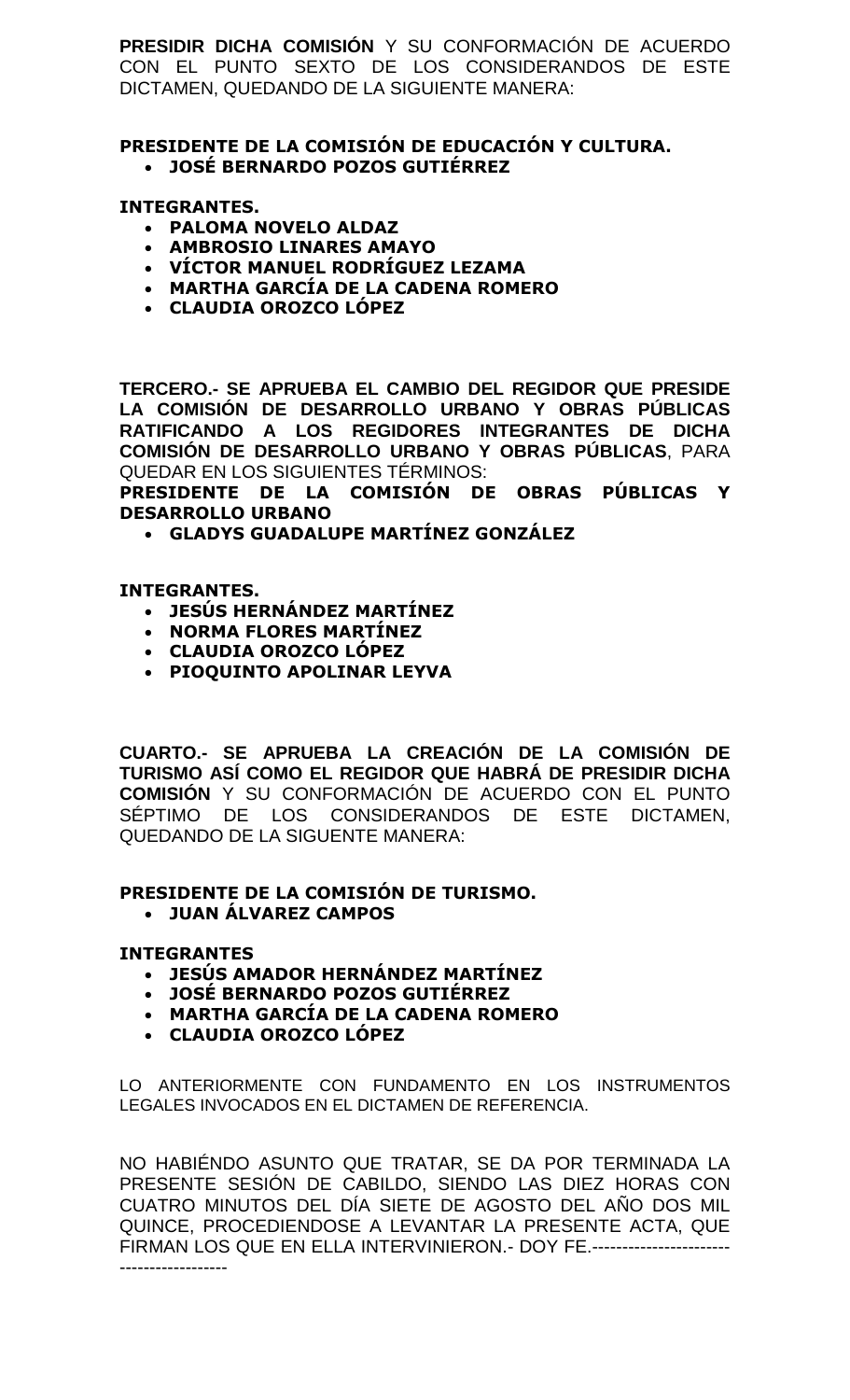**PRESIDIR DICHA COMISIÓN** Y SU CONFORMACIÓN DE ACUERDO CON EL PUNTO SEXTO DE LOS CONSIDERANDOS DE ESTE DICTAMEN, QUEDANDO DE LA SIGUIENTE MANERA:

**PRESIDENTE DE LA COMISIÓN DE EDUCACIÓN Y CULTURA.**

- **JOSÉ BERNARDO POZOS GUTIÉRREZ**

**INTEGRANTES.**

- **PALOMA NOVELO ALDAZ**
- **AMBROSIO LINARES AMAYO**
- **VÍCTOR MANUEL RODRÍGUEZ LEZAMA**
- **MARTHA GARCÍA DE LA CADENA ROMERO**
- **CLAUDIA OROZCO LÓPEZ**

**TERCERO.- SE APRUEBA EL CAMBIO DEL REGIDOR QUE PRESIDE LA COMISIÓN DE DESARROLLO URBANO Y OBRAS PÚBLICAS RATIFICANDO A LOS REGIDORES INTEGRANTES DE DICHA COMISIÓN DE DESARROLLO URBANO Y OBRAS PÚBLICAS**, PARA QUEDAR EN LOS SIGUIENTES TÉRMINOS:

**PRESIDENTE DE LA COMISIÓN DE OBRAS PÚBLICAS Y DESARROLLO URBANO**

- **GLADYS GUADALUPE MARTÍNEZ GONZÁLEZ**

**INTEGRANTES.**

- **JESÚS HERNÁNDEZ MARTÍNEZ**
- **NORMA FLORES MARTÍNEZ**
- **CLAUDIA OROZCO LÓPEZ**
- **PIOQUINTO APOLINAR LEYVA**

**CUARTO.- SE APRUEBA LA CREACIÓN DE LA COMISIÓN DE TURISMO ASÍ COMO EL REGIDOR QUE HABRÁ DE PRESIDIR DICHA COMISIÓN** Y SU CONFORMACIÓN DE ACUERDO CON EL PUNTO SÉPTIMO DE LOS CONSIDERANDOS DE ESTE DICTAMEN, QUEDANDO DE LA SIGUENTE MANERA:

**PRESIDENTE DE LA COMISIÓN DE TURISMO.**

- **JUAN ÁLVAREZ CAMPOS**

**INTEGRANTES**

- **JESÚS AMADOR HERNÁNDEZ MARTÍNEZ**
- **JOSÉ BERNARDO POZOS GUTIÉRREZ**
- **MARTHA GARCÍA DE LA CADENA ROMERO**
- **CLAUDIA OROZCO LÓPEZ**

LO ANTERIORMENTE CON FUNDAMENTO EN LOS INSTRUMENTOS LEGALES INVOCADOS EN EL DICTAMEN DE REFERENCIA.

NO HABIÉNDO ASUNTO QUE TRATAR, SE DA POR TERMINADA LA PRESENTE SESIÓN DE CABILDO, SIENDO LAS DIEZ HORAS CON CUATRO MINUTOS DEL DÍA SIETE DE AGOSTO DEL AÑO DOS MIL QUINCE, PROCEDIENDOSE A LEVANTAR LA PRESENTE ACTA, QUE FIRMAN LOS QUE EN ELLA INTERVINIERON.- DOY FE.----------------------------------------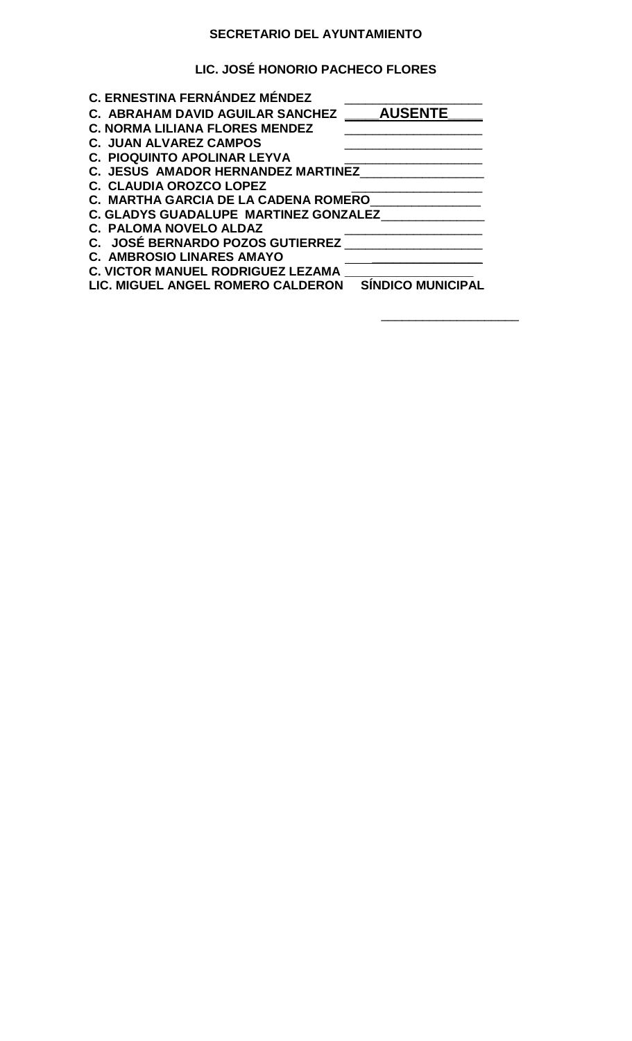**SECRETARIO DEL AYUNTAMIENTO**

**LIC. JOSÉ HONORIO PACHECO FLORES**

**C. ERNESTINA FERNÁNDEZ MÉNDEZ** ____________________
**C. ABRAHAM DAVID AGUILAR SANCHEZ** _____**AUSENTE**_____
**C. NORMA LILIANA FLORES MENDEZ** ____________________
**C. JUAN ALVAREZ CAMPOS** ____________________
**C. PIOQUINTO APOLINAR LEYVA** ____________________
**C. JESUS AMADOR HERNANDEZ MARTINEZ** __________________
**C. CLAUDIA OROZCO LOPEZ** ____________________
**C. MARTHA GARCIA DE LA CADENA ROMERO** ________________
**C. GLADYS GUADALUPE MARTINEZ GONZALEZ** _______________
**C. PALOMA NOVELO ALDAZ** ____________________
**C. JOSÉ BERNARDO POZOS GUTIERREZ** ____________________
**C. AMBROSIO LINARES AMAYO** ____________________
**C. VICTOR MANUEL RODRIGUEZ LEZAMA** __________________
**LIC. MIGUEL ANGEL ROMERO CALDERON** **SÍNDICO MUNICIPAL**

____________________